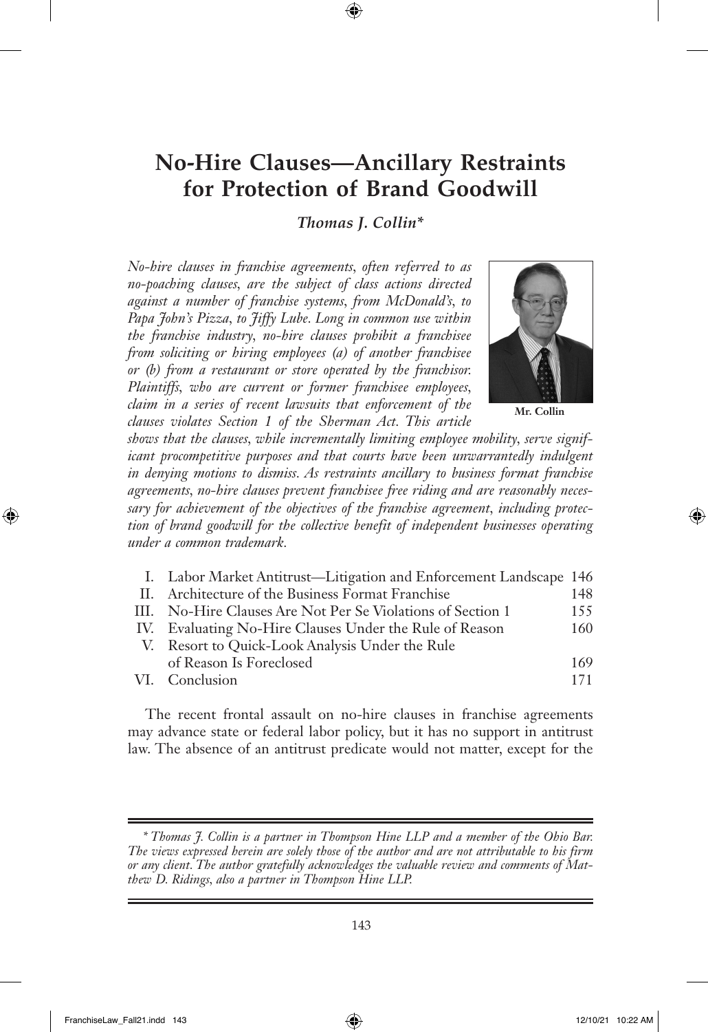# No-Hire Clauses—Ancillary Restraints for Protection of Brand Goodwill

***Thomas J. Collin****

*No-hire clauses in franchise agreements, often referred to as no-poaching clauses, are the subject of class actions directed against a number of franchise systems, from McDonald's, to Papa John's Pizza, to Jiffy Lube. Long in common use within the franchise industry, no-hire clauses prohibit a franchisee from soliciting or hiring employees (a) of another franchisee or (b) from a restaurant or store operated by the franchisor. Plaintiffs, who are current or former franchisee employees, claim in a series of recent lawsuits that enforcement of the clauses violates Section 1 of the Sherman Act. This article shows that the clauses, while incrementally limiting employee mobility, serve significant procompetitive purposes and that courts have been unwarrantedly indulgent in denying motions to dismiss. As restraints ancillary to business format franchise agreements, no-hire clauses prevent franchisee free riding and are reasonably necessary for achievement of the objectives of the franchise agreement, including protection of brand goodwill for the collective benefit of independent businesses operating under a common trademark.*

**Mr. Collin**

| | | |
|---|---|---|
| I. | Labor Market Antitrust—Litigation and Enforcement Landscape | 146 |
| II. | Architecture of the Business Format Franchise | 148 |
| III. | No-Hire Clauses Are Not Per Se Violations of Section 1 | 155 |
| IV. | Evaluating No-Hire Clauses Under the Rule of Reason | 160 |
| V. | Resort to Quick-Look Analysis Under the Rule of Reason Is Foreclosed | 169 |
| VI. | Conclusion | 171 |

The recent frontal assault on no-hire clauses in franchise agreements may advance state or federal labor policy, but it has no support in antitrust law. The absence of an antitrust predicate would not matter, except for the

---

*\* Thomas J. Collin is a partner in Thompson Hine LLP and a member of the Ohio Bar. The views expressed herein are solely those of the author and are not attributable to his firm or any client. The author gratefully acknowledges the valuable review and comments of Matthew D. Ridings, also a partner in Thompson Hine LLP.*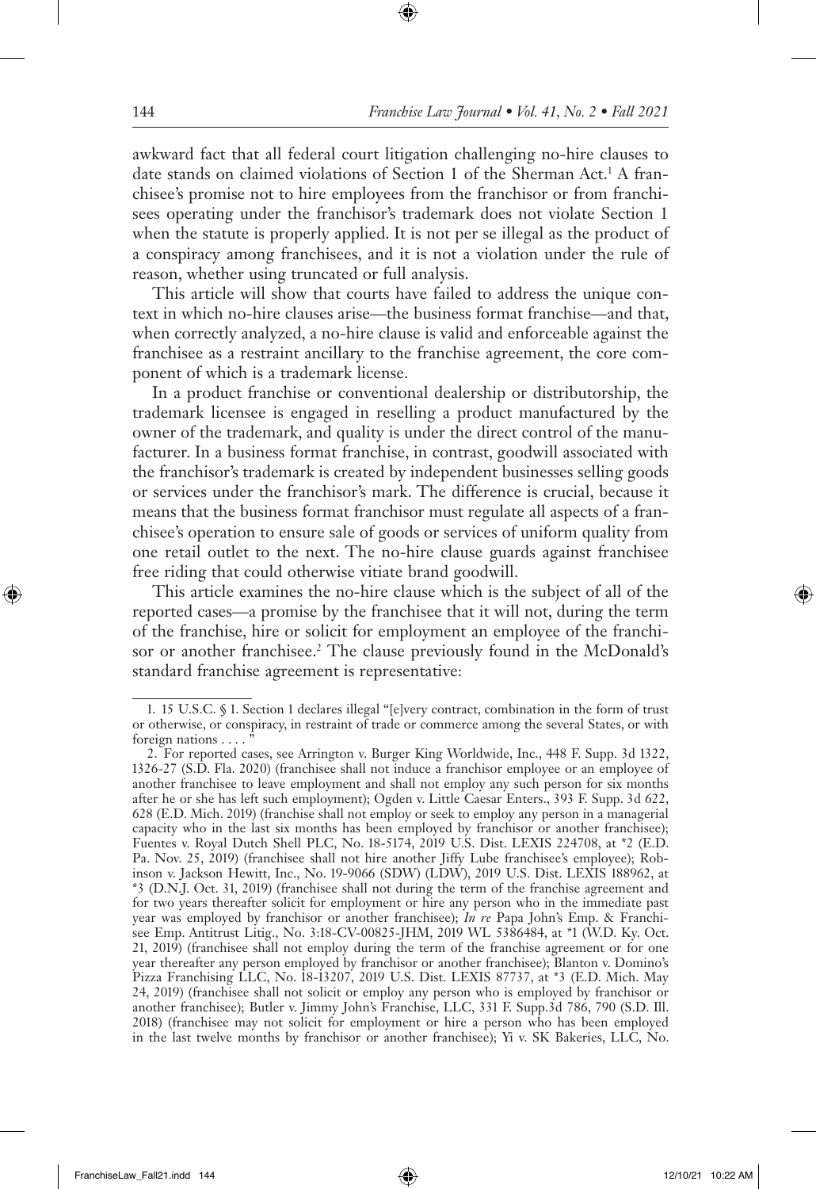awkward fact that all federal court litigation challenging no-hire clauses to date stands on claimed violations of Section 1 of the Sherman Act.[1] A franchisee's promise not to hire employees from the franchisor or from franchisees operating under the franchisor's trademark does not violate Section 1 when the statute is properly applied. It is not per se illegal as the product of a conspiracy among franchisees, and it is not a violation under the rule of reason, whether using truncated or full analysis.

This article will show that courts have failed to address the unique context in which no-hire clauses arise—the business format franchise—and that, when correctly analyzed, a no-hire clause is valid and enforceable against the franchisee as a restraint ancillary to the franchise agreement, the core component of which is a trademark license.

In a product franchise or conventional dealership or distributorship, the trademark licensee is engaged in reselling a product manufactured by the owner of the trademark, and quality is under the direct control of the manufacturer. In a business format franchise, in contrast, goodwill associated with the franchisor's trademark is created by independent businesses selling goods or services under the franchisor's mark. The difference is crucial, because it means that the business format franchisor must regulate all aspects of a franchisee's operation to ensure sale of goods or services of uniform quality from one retail outlet to the next. The no-hire clause guards against franchisee free riding that could otherwise vitiate brand goodwill.

This article examines the no-hire clause which is the subject of all of the reported cases—a promise by the franchisee that it will not, during the term of the franchise, hire or solicit for employment an employee of the franchisor or another franchisee.[2] The clause previously found in the McDonald's standard franchise agreement is representative:

---

1. 15 U.S.C. § 1. Section 1 declares illegal "[e]very contract, combination in the form of trust or otherwise, or conspiracy, in restraint of trade or commerce among the several States, or with foreign nations . . . ."

2. For reported cases, see Arrington v. Burger King Worldwide, Inc., 448 F. Supp. 3d 1322, 1326-27 (S.D. Fla. 2020) (franchisee shall not induce a franchisor employee or an employee of another franchisee to leave employment and shall not employ any such person for six months after he or she has left such employment); Ogden v. Little Caesar Enters., 393 F. Supp. 3d 622, 628 (E.D. Mich. 2019) (franchise shall not employ or seek to employ any person in a managerial capacity who in the last six months has been employed by franchisor or another franchisee); Fuentes v. Royal Dutch Shell PLC, No. 18-5174, 2019 U.S. Dist. LEXIS 224708, at *2 (E.D. Pa. Nov. 25, 2019) (franchisee shall not hire another Jiffy Lube franchisee's employee); Robinson v. Jackson Hewitt, Inc., No. 19-9066 (SDW) (LDW), 2019 U.S. Dist. LEXIS 188962, at *3 (D.N.J. Oct. 31, 2019) (franchisee shall not during the term of the franchise agreement and for two years thereafter solicit for employment or hire any person who in the immediate past year was employed by franchisor or another franchisee); *In re* Papa John's Emp. & Franchisee Emp. Antitrust Litig., No. 3:18-CV-00825-JHM, 2019 WL 5386484, at *1 (W.D. Ky. Oct. 21, 2019) (franchisee shall not employ during the term of the franchise agreement or for one year thereafter any person employed by franchisor or another franchisee); Blanton v. Domino's Pizza Franchising LLC, No. 18-13207, 2019 U.S. Dist. LEXIS 87737, at *3 (E.D. Mich. May 24, 2019) (franchisee shall not solicit or employ any person who is employed by franchisor or another franchisee); Butler v. Jimmy John's Franchise, LLC, 331 F. Supp.3d 786, 790 (S.D. Ill. 2018) (franchisee may not solicit for employment or hire a person who has been employed in the last twelve months by franchisor or another franchisee); Yi v. SK Bakeries, LLC, No.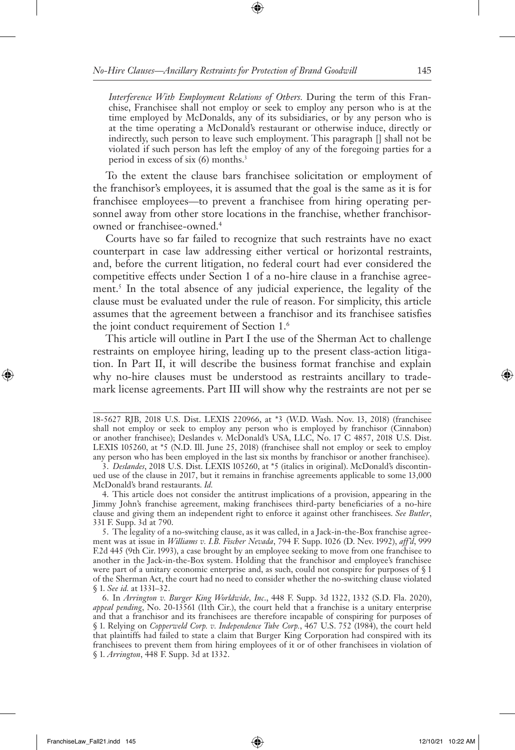*Interference With Employment Relations of Others.* During the term of this Franchise, Franchisee shall not employ or seek to employ any person who is at the time employed by McDonalds, any of its subsidiaries, or by any person who is at the time operating a McDonald's restaurant or otherwise induce, directly or indirectly, such person to leave such employment. This paragraph [] shall not be violated if such person has left the employ of any of the foregoing parties for a period in excess of six (6) months.[3]

To the extent the clause bars franchisee solicitation or employment of the franchisor's employees, it is assumed that the goal is the same as it is for franchisee employees—to prevent a franchisee from hiring operating personnel away from other store locations in the franchise, whether franchisor-owned or franchisee-owned.[4]

Courts have so far failed to recognize that such restraints have no exact counterpart in case law addressing either vertical or horizontal restraints, and, before the current litigation, no federal court had ever considered the competitive effects under Section 1 of a no-hire clause in a franchise agreement.[5] In the total absence of any judicial experience, the legality of the clause must be evaluated under the rule of reason. For simplicity, this article assumes that the agreement between a franchisor and its franchisee satisfies the joint conduct requirement of Section 1.[6]

This article will outline in Part I the use of the Sherman Act to challenge restraints on employee hiring, leading up to the present class-action litigation. In Part II, it will describe the business format franchise and explain why no-hire clauses must be understood as restraints ancillary to trademark license agreements. Part III will show why the restraints are not per se

---

18-5627 RJB, 2018 U.S. Dist. LEXIS 220966, at *3 (W.D. Wash. Nov. 13, 2018) (franchisee shall not employ or seek to employ any person who is employed by franchisor (Cinnabon) or another franchisee); Deslandes v. McDonald's USA, LLC, No. 17 C 4857, 2018 U.S. Dist. LEXIS 105260, at *5 (N.D. Ill. June 25, 2018) (franchisee shall not employ or seek to employ any person who has been employed in the last six months by franchisor or another franchisee).

3. *Deslandes*, 2018 U.S. Dist. LEXIS 105260, at *5 (italics in original). McDonald's discontinued use of the clause in 2017, but it remains in franchise agreements applicable to some 13,000 McDonald's brand restaurants. *Id.*

4. This article does not consider the antitrust implications of a provision, appearing in the Jimmy John's franchise agreement, making franchisees third-party beneficiaries of a no-hire clause and giving them an independent right to enforce it against other franchisees. *See Butler*, 331 F. Supp. 3d at 790.

5. The legality of a no-switching clause, as it was called, in a Jack-in-the-Box franchise agreement was at issue in *Williams v. I.B. Fischer Nevada*, 794 F. Supp. 1026 (D. Nev. 1992), *aff'd*, 999 F.2d 445 (9th Cir. 1993), a case brought by an employee seeking to move from one franchisee to another in the Jack-in-the-Box system. Holding that the franchisor and employee's franchisee were part of a unitary economic enterprise and, as such, could not conspire for purposes of § 1 of the Sherman Act, the court had no need to consider whether the no-switching clause violated § 1. *See id.* at 1331–32.

6. In *Arrington v. Burger King Worldwide, Inc*., 448 F. Supp. 3d 1322, 1332 (S.D. Fla. 2020), *appeal pending*, No. 20-13561 (11th Cir.), the court held that a franchise is a unitary enterprise and that a franchisor and its franchisees are therefore incapable of conspiring for purposes of § 1. Relying on *Copperweld Corp. v. Independence Tube Corp.*, 467 U.S. 752 (1984), the court held that plaintiffs had failed to state a claim that Burger King Corporation had conspired with its franchisees to prevent them from hiring employees of it or of other franchisees in violation of § 1. *Arrington*, 448 F. Supp. 3d at 1332.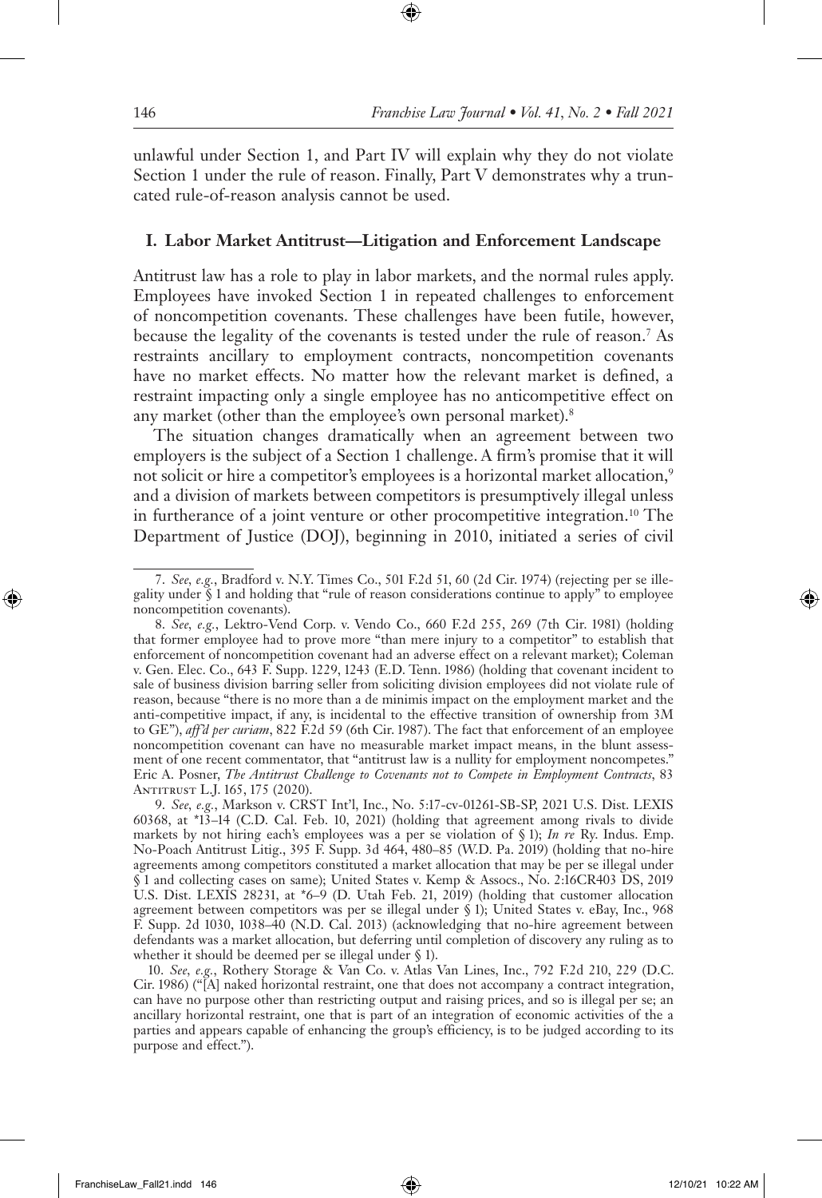unlawful under Section 1, and Part IV will explain why they do not violate Section 1 under the rule of reason. Finally, Part V demonstrates why a truncated rule-of-reason analysis cannot be used.

## I. Labor Market Antitrust—Litigation and Enforcement Landscape

Antitrust law has a role to play in labor markets, and the normal rules apply. Employees have invoked Section 1 in repeated challenges to enforcement of noncompetition covenants. These challenges have been futile, however, because the legality of the covenants is tested under the rule of reason.[7] As restraints ancillary to employment contracts, noncompetition covenants have no market effects. No matter how the relevant market is defined, a restraint impacting only a single employee has no anticompetitive effect on any market (other than the employee's own personal market).[8]

The situation changes dramatically when an agreement between two employers is the subject of a Section 1 challenge. A firm's promise that it will not solicit or hire a competitor's employees is a horizontal market allocation,[9] and a division of markets between competitors is presumptively illegal unless in furtherance of a joint venture or other procompetitive integration.[10] The Department of Justice (DOJ), beginning in 2010, initiated a series of civil

---

7. *See, e.g.*, Bradford v. N.Y. Times Co., 501 F.2d 51, 60 (2d Cir. 1974) (rejecting per se illegality under § 1 and holding that "rule of reason considerations continue to apply" to employee noncompetition covenants).

8. *See, e.g.*, Lektro-Vend Corp. v. Vendo Co., 660 F.2d 255, 269 (7th Cir. 1981) (holding that former employee had to prove more "than mere injury to a competitor" to establish that enforcement of noncompetition covenant had an adverse effect on a relevant market); Coleman v. Gen. Elec. Co., 643 F. Supp. 1229, 1243 (E.D. Tenn. 1986) (holding that covenant incident to sale of business division barring seller from soliciting division employees did not violate rule of reason, because "there is no more than a de minimis impact on the employment market and the anti-competitive impact, if any, is incidental to the effective transition of ownership from 3M to GE"), *aff'd per curiam*, 822 F.2d 59 (6th Cir. 1987). The fact that enforcement of an employee noncompetition covenant can have no measurable market impact means, in the blunt assessment of one recent commentator, that "antitrust law is a nullity for employment noncompetes." Eric A. Posner, *The Antitrust Challenge to Covenants not to Compete in Employment Contracts*, 83 Antitrust L.J. 165, 175 (2020).

9. *See, e.g.*, Markson v. CRST Int'l, Inc., No. 5:17-cv-01261-SB-SP, 2021 U.S. Dist. LEXIS 60368, at *13–14 (C.D. Cal. Feb. 10, 2021) (holding that agreement among rivals to divide markets by not hiring each's employees was a per se violation of § 1); *In re* Ry. Indus. Emp. No-Poach Antitrust Litig., 395 F. Supp. 3d 464, 480–85 (W.D. Pa. 2019) (holding that no-hire agreements among competitors constituted a market allocation that may be per se illegal under § 1 and collecting cases on same); United States v. Kemp & Assocs., No. 2:16CR403 DS, 2019 U.S. Dist. LEXIS 28231, at *6–9 (D. Utah Feb. 21, 2019) (holding that customer allocation agreement between competitors was per se illegal under § 1); United States v. eBay, Inc., 968 F. Supp. 2d 1030, 1038–40 (N.D. Cal. 2013) (acknowledging that no-hire agreement between defendants was a market allocation, but deferring until completion of discovery any ruling as to whether it should be deemed per se illegal under § 1).

10. *See, e.g.*, Rothery Storage & Van Co. v. Atlas Van Lines, Inc., 792 F.2d 210, 229 (D.C. Cir. 1986) ("[A] naked horizontal restraint, one that does not accompany a contract integration, can have no purpose other than restricting output and raising prices, and so is illegal per se; an ancillary horizontal restraint, one that is part of an integration of economic activities of the a parties and appears capable of enhancing the group's efficiency, is to be judged according to its purpose and effect.").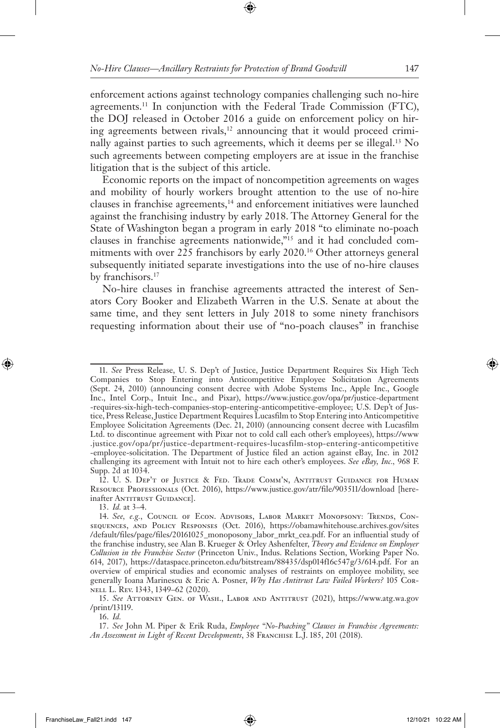enforcement actions against technology companies challenging such no-hire agreements.[11] In conjunction with the Federal Trade Commission (FTC), the DOJ released in October 2016 a guide on enforcement policy on hiring agreements between rivals,[12] announcing that it would proceed criminally against parties to such agreements, which it deems per se illegal.[13] No such agreements between competing employers are at issue in the franchise litigation that is the subject of this article.

Economic reports on the impact of noncompetition agreements on wages and mobility of hourly workers brought attention to the use of no-hire clauses in franchise agreements,[14] and enforcement initiatives were launched against the franchising industry by early 2018. The Attorney General for the State of Washington began a program in early 2018 "to eliminate no-poach clauses in franchise agreements nationwide,"[15] and it had concluded commitments with over 225 franchisors by early 2020.[16] Other attorneys general subsequently initiated separate investigations into the use of no-hire clauses by franchisors.[17]

No-hire clauses in franchise agreements attracted the interest of Senators Cory Booker and Elizabeth Warren in the U.S. Senate at about the same time, and they sent letters in July 2018 to some ninety franchisors requesting information about their use of "no-poach clauses" in franchise

---

11. *See* Press Release, U. S. Dep't of Justice, Justice Department Requires Six High Tech Companies to Stop Entering into Anticompetitive Employee Solicitation Agreements (Sept. 24, 2010) (announcing consent decree with Adobe Systems Inc., Apple Inc., Google Inc., Intel Corp., Intuit Inc., and Pixar), https://www.justice.gov/opa/pr/justice-department-requires-six-high-tech-companies-stop-entering-anticompetitive-employee; U.S. Dep't of Justice, Press Release, Justice Department Requires Lucasfilm to Stop Entering into Anticompetitive Employee Solicitation Agreements (Dec. 21, 2010) (announcing consent decree with Lucasfilm Ltd. to discontinue agreement with Pixar not to cold call each other's employees), https://www.justice.gov/opa/pr/justice-department-requires-lucasfilm-stop-entering-anticompetitive-employee-solicitation. The Department of Justice filed an action against eBay, Inc. in 2012 challenging its agreement with Intuit not to hire each other's employees. *See eBay, Inc.*, 968 F. Supp. 2d at 1034.

12. U. S. Dep't of Justice & Fed. Trade Comm'n, Antitrust Guidance for Human Resource Professionals (Oct. 2016), https://www.justice.gov/atr/file/903511/download [hereinafter Antitrust Guidance].

13. *Id.* at 3–4.

14. *See, e.g.*, Council of Econ. Advisors, Labor Market Monopsony: Trends, Consequences, and Policy Responses (Oct. 2016), https://obamawhitehouse.archives.gov/sites/default/files/page/files/20161025_monoposony_labor_mrkt_cea.pdf. For an influential study of the franchise industry, see Alan B. Krueger & Orley Ashenfelter, *Theory and Evidence on Employer Collusion in the Franchise Sector* (Princeton Univ., Indus. Relations Section, Working Paper No. 614, 2017), https://dataspace.princeton.edu/bitstream/88435/dsp014f16c547g/3/614.pdf. For an overview of empirical studies and economic analyses of restraints on employee mobility, see generally Ioana Marinescu & Eric A. Posner, *Why Has Antitrust Law Failed Workers?* 105 Cornell L. Rev. 1343, 1349–62 (2020).

15. *See* Attorney Gen. of Wash., Labor and Antitrust (2021), https://www.atg.wa.gov/print/13119.

16. *Id.*

17. *See* John M. Piper & Erik Ruda, *Employee "No-Poaching" Clauses in Franchise Agreements: An Assessment in Light of Recent Developments*, 38 Franchise L.J. 185, 201 (2018).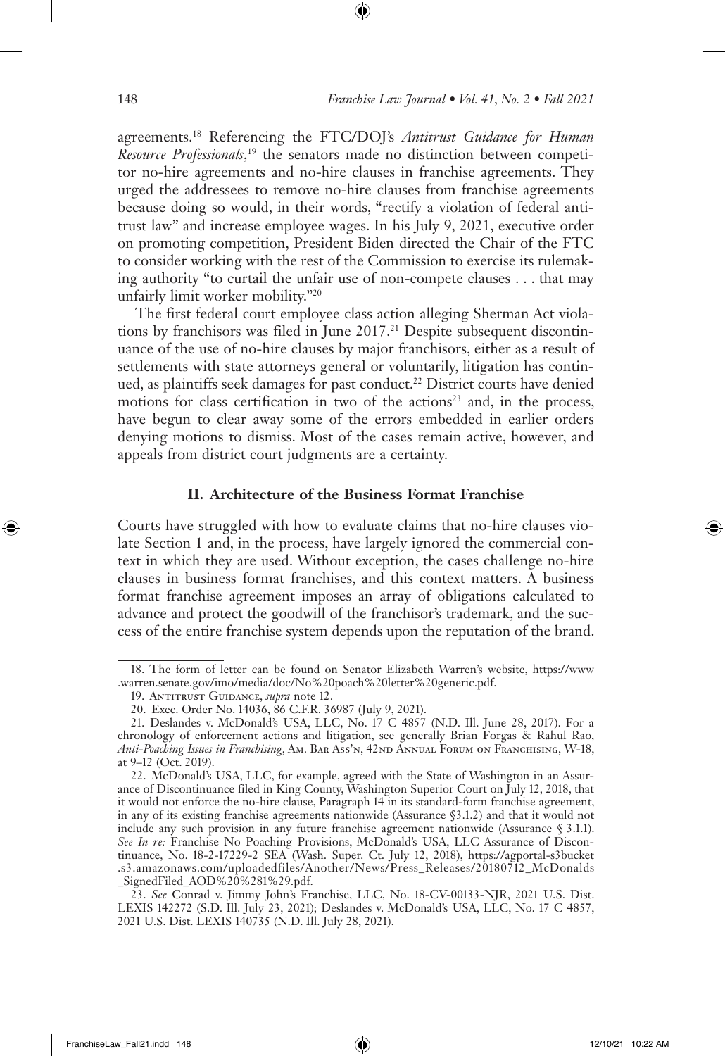agreements.[18] Referencing the FTC/DOJ's *Antitrust Guidance for Human Resource Professionals*,[19] the senators made no distinction between competitor no-hire agreements and no-hire clauses in franchise agreements. They urged the addressees to remove no-hire clauses from franchise agreements because doing so would, in their words, "rectify a violation of federal antitrust law" and increase employee wages. In his July 9, 2021, executive order on promoting competition, President Biden directed the Chair of the FTC to consider working with the rest of the Commission to exercise its rulemaking authority "to curtail the unfair use of non-compete clauses . . . that may unfairly limit worker mobility."[20]

The first federal court employee class action alleging Sherman Act violations by franchisors was filed in June 2017.[21] Despite subsequent discontinuance of the use of no-hire clauses by major franchisors, either as a result of settlements with state attorneys general or voluntarily, litigation has continued, as plaintiffs seek damages for past conduct.[22] District courts have denied motions for class certification in two of the actions[23] and, in the process, have begun to clear away some of the errors embedded in earlier orders denying motions to dismiss. Most of the cases remain active, however, and appeals from district court judgments are a certainty.

## II. Architecture of the Business Format Franchise

Courts have struggled with how to evaluate claims that no-hire clauses violate Section 1 and, in the process, have largely ignored the commercial context in which they are used. Without exception, the cases challenge no-hire clauses in business format franchises, and this context matters. A business format franchise agreement imposes an array of obligations calculated to advance and protect the goodwill of the franchisor's trademark, and the success of the entire franchise system depends upon the reputation of the brand.

---

18. The form of letter can be found on Senator Elizabeth Warren's website, https://www.warren.senate.gov/imo/media/doc/No%20poach%20letter%20generic.pdf.

19. Antitrust Guidance, *supra* note 12.

20. Exec. Order No. 14036, 86 C.F.R. 36987 (July 9, 2021).

21. Deslandes v. McDonald's USA, LLC, No. 17 C 4857 (N.D. Ill. June 28, 2017). For a chronology of enforcement actions and litigation, see generally Brian Forgas & Rahul Rao, *Anti-Poaching Issues in Franchising*, Am. Bar Ass'n, 42nd Annual Forum on Franchising, W-18, at 9–12 (Oct. 2019).

22. McDonald's USA, LLC, for example, agreed with the State of Washington in an Assurance of Discontinuance filed in King County, Washington Superior Court on July 12, 2018, that it would not enforce the no-hire clause, Paragraph 14 in its standard-form franchise agreement, in any of its existing franchise agreements nationwide (Assurance §3.1.2) and that it would not include any such provision in any future franchise agreement nationwide (Assurance § 3.1.1). *See In re:* Franchise No Poaching Provisions, McDonald's USA, LLC Assurance of Discontinuance, No. 18-2-17229-2 SEA (Wash. Super. Ct. July 12, 2018), https://agportal-s3bucket.s3.amazonaws.com/uploadedfiles/Another/News/Press_Releases/20180712_McDonalds_SignedFiled_AOD%20%281%29.pdf.

23. *See* Conrad v. Jimmy John's Franchise, LLC, No. 18-CV-00133-NJR, 2021 U.S. Dist. LEXIS 142272 (S.D. Ill. July 23, 2021); Deslandes v. McDonald's USA, LLC, No. 17 C 4857, 2021 U.S. Dist. LEXIS 140735 (N.D. Ill. July 28, 2021).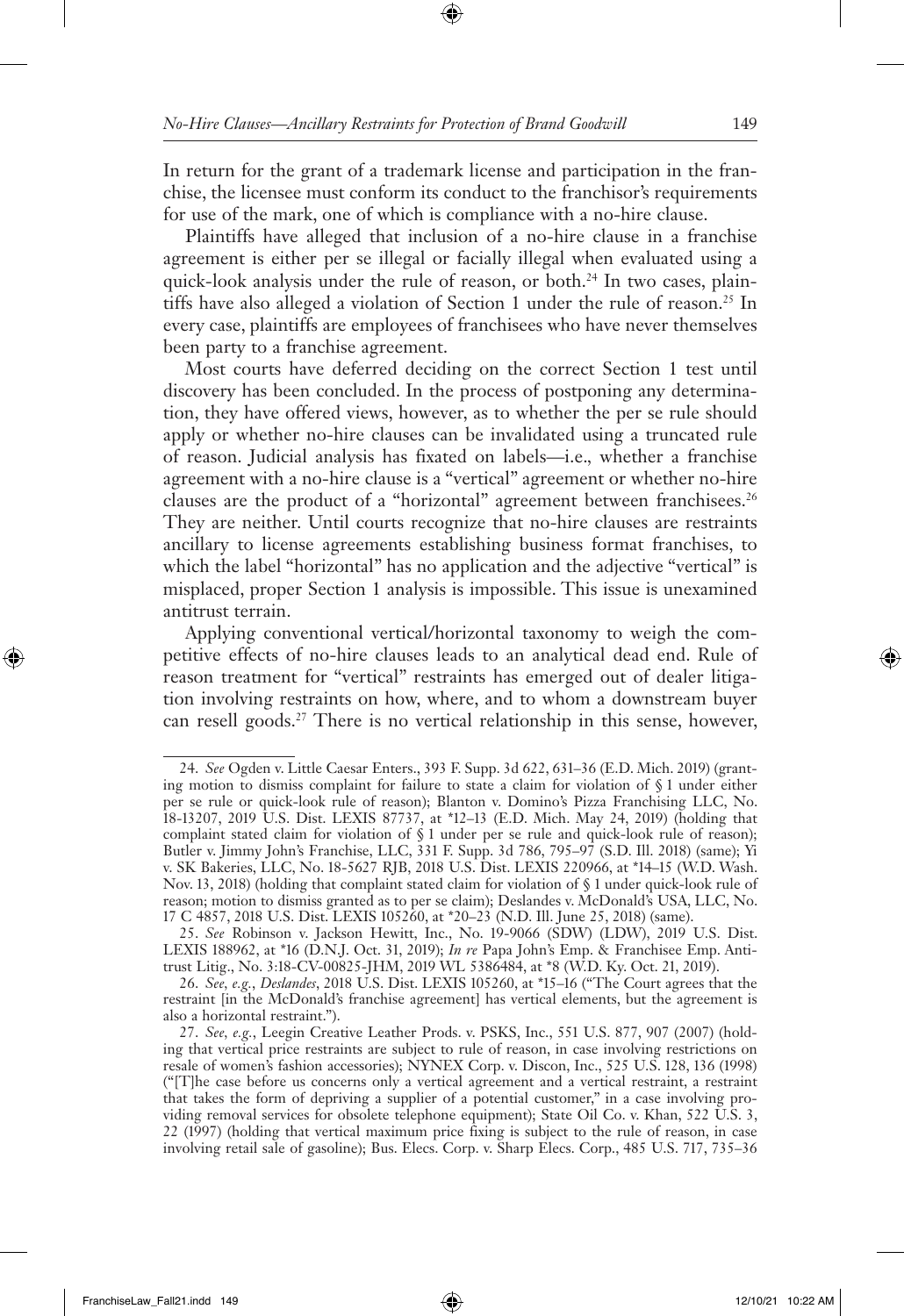In return for the grant of a trademark license and participation in the franchise, the licensee must conform its conduct to the franchisor's requirements for use of the mark, one of which is compliance with a no-hire clause.

Plaintiffs have alleged that inclusion of a no-hire clause in a franchise agreement is either per se illegal or facially illegal when evaluated using a quick-look analysis under the rule of reason, or both.[24] In two cases, plaintiffs have also alleged a violation of Section 1 under the rule of reason.[25] In every case, plaintiffs are employees of franchisees who have never themselves been party to a franchise agreement.

Most courts have deferred deciding on the correct Section 1 test until discovery has been concluded. In the process of postponing any determination, they have offered views, however, as to whether the per se rule should apply or whether no-hire clauses can be invalidated using a truncated rule of reason. Judicial analysis has fixated on labels—i.e., whether a franchise agreement with a no-hire clause is a "vertical" agreement or whether no-hire clauses are the product of a "horizontal" agreement between franchisees.[26] They are neither. Until courts recognize that no-hire clauses are restraints ancillary to license agreements establishing business format franchises, to which the label "horizontal" has no application and the adjective "vertical" is misplaced, proper Section 1 analysis is impossible. This issue is unexamined antitrust terrain.

Applying conventional vertical/horizontal taxonomy to weigh the competitive effects of no-hire clauses leads to an analytical dead end. Rule of reason treatment for "vertical" restraints has emerged out of dealer litigation involving restraints on how, where, and to whom a downstream buyer can resell goods.[27] There is no vertical relationship in this sense, however,

---

24. *See* Ogden v. Little Caesar Enters., 393 F. Supp. 3d 622, 631–36 (E.D. Mich. 2019) (granting motion to dismiss complaint for failure to state a claim for violation of § 1 under either per se rule or quick-look rule of reason); Blanton v. Domino's Pizza Franchising LLC, No. 18-13207, 2019 U.S. Dist. LEXIS 87737, at *12–13 (E.D. Mich. May 24, 2019) (holding that complaint stated claim for violation of § 1 under per se rule and quick-look rule of reason); Butler v. Jimmy John's Franchise, LLC, 331 F. Supp. 3d 786, 795–97 (S.D. Ill. 2018) (same); Yi v. SK Bakeries, LLC, No. 18-5627 RJB, 2018 U.S. Dist. LEXIS 220966, at *14–15 (W.D. Wash. Nov. 13, 2018) (holding that complaint stated claim for violation of § 1 under quick-look rule of reason; motion to dismiss granted as to per se claim); Deslandes v. McDonald's USA, LLC, No. 17 C 4857, 2018 U.S. Dist. LEXIS 105260, at *20–23 (N.D. Ill. June 25, 2018) (same).

25. *See* Robinson v. Jackson Hewitt, Inc., No. 19-9066 (SDW) (LDW), 2019 U.S. Dist. LEXIS 188962, at *16 (D.N.J. Oct. 31, 2019); *In re* Papa John's Emp. & Franchisee Emp. Antitrust Litig., No. 3:18-CV-00825-JHM, 2019 WL 5386484, at *8 (W.D. Ky. Oct. 21, 2019).

26. *See, e.g.*, *Deslandes*, 2018 U.S. Dist. LEXIS 105260, at *15–16 ("The Court agrees that the restraint [in the McDonald's franchise agreement] has vertical elements, but the agreement is also a horizontal restraint.").

27. *See, e.g.*, Leegin Creative Leather Prods. v. PSKS, Inc., 551 U.S. 877, 907 (2007) (holding that vertical price restraints are subject to rule of reason, in case involving restrictions on resale of women's fashion accessories); NYNEX Corp. v. Discon, Inc., 525 U.S. 128, 136 (1998) ("[T]he case before us concerns only a vertical agreement and a vertical restraint, a restraint that takes the form of depriving a supplier of a potential customer," in a case involving providing removal services for obsolete telephone equipment); State Oil Co. v. Khan, 522 U.S. 3, 22 (1997) (holding that vertical maximum price fixing is subject to the rule of reason, in case involving retail sale of gasoline); Bus. Elecs. Corp. v. Sharp Elecs. Corp., 485 U.S. 717, 735–36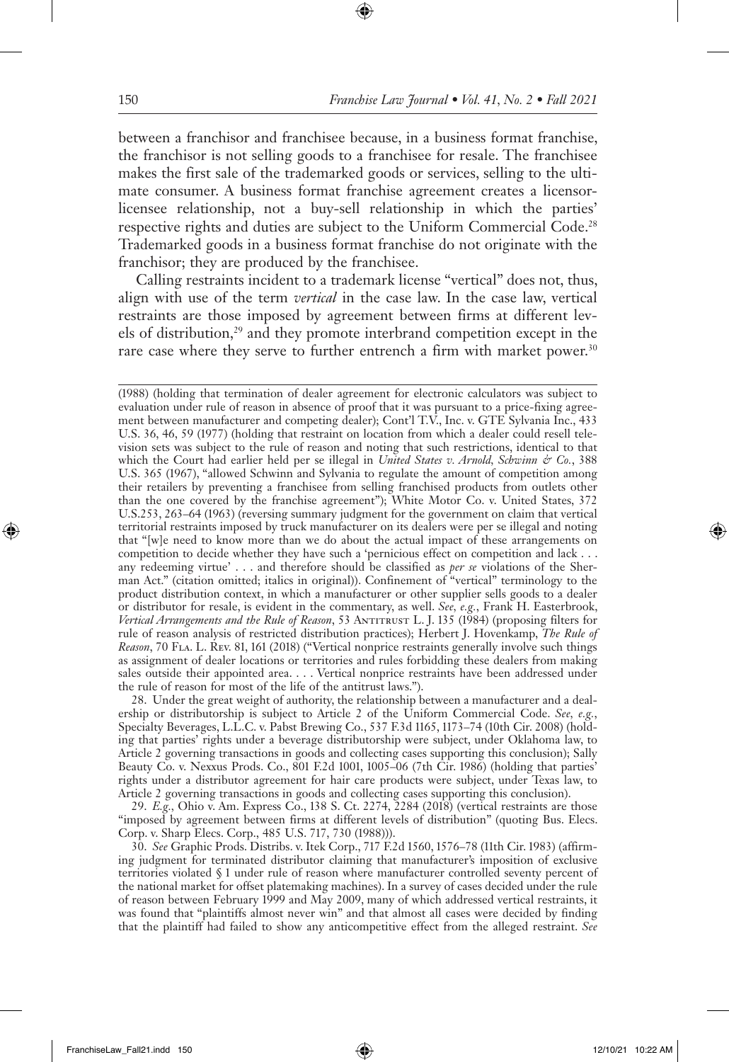between a franchisor and franchisee because, in a business format franchise, the franchisor is not selling goods to a franchisee for resale. The franchisee makes the first sale of the trademarked goods or services, selling to the ultimate consumer. A business format franchise agreement creates a licensor-licensee relationship, not a buy-sell relationship in which the parties' respective rights and duties are subject to the Uniform Commercial Code.[28] Trademarked goods in a business format franchise do not originate with the franchisor; they are produced by the franchisee.

Calling restraints incident to a trademark license "vertical" does not, thus, align with use of the term *vertical* in the case law. In the case law, vertical restraints are those imposed by agreement between firms at different levels of distribution,[29] and they promote interbrand competition except in the rare case where they serve to further entrench a firm with market power.[30]

---

(1988) (holding that termination of dealer agreement for electronic calculators was subject to evaluation under rule of reason in absence of proof that it was pursuant to a price-fixing agreement between manufacturer and competing dealer); Cont'l T.V., Inc. v. GTE Sylvania Inc., 433 U.S. 36, 46, 59 (1977) (holding that restraint on location from which a dealer could resell television sets was subject to the rule of reason and noting that such restrictions, identical to that which the Court had earlier held per se illegal in *United States v. Arnold, Schwinn & Co.*, 388 U.S. 365 (1967), "allowed Schwinn and Sylvania to regulate the amount of competition among their retailers by preventing a franchisee from selling franchised products from outlets other than the one covered by the franchise agreement"); White Motor Co. v. United States, 372 U.S.253, 263–64 (1963) (reversing summary judgment for the government on claim that vertical territorial restraints imposed by truck manufacturer on its dealers were per se illegal and noting that "[w]e need to know more than we do about the actual impact of these arrangements on competition to decide whether they have such a 'pernicious effect on competition and lack . . . any redeeming virtue' . . . and therefore should be classified as *per se* violations of the Sherman Act." (citation omitted; italics in original)). Confinement of "vertical" terminology to the product distribution context, in which a manufacturer or other supplier sells goods to a dealer or distributor for resale, is evident in the commentary, as well. *See, e.g.*, Frank H. Easterbrook, *Vertical Arrangements and the Rule of Reason*, 53 Antitrust L. J. 135 (1984) (proposing filters for rule of reason analysis of restricted distribution practices); Herbert J. Hovenkamp, *The Rule of Reason*, 70 Fla. L. Rev. 81, 161 (2018) ("Vertical nonprice restraints generally involve such things as assignment of dealer locations or territories and rules forbidding these dealers from making sales outside their appointed area. . . . Vertical nonprice restraints have been addressed under the rule of reason for most of the life of the antitrust laws.").

28. Under the great weight of authority, the relationship between a manufacturer and a dealership or distributorship is subject to Article 2 of the Uniform Commercial Code. *See, e.g.*, Specialty Beverages, L.L.C. v. Pabst Brewing Co., 537 F.3d 1165, 1173–74 (10th Cir. 2008) (holding that parties' rights under a beverage distributorship were subject, under Oklahoma law, to Article 2 governing transactions in goods and collecting cases supporting this conclusion); Sally Beauty Co. v. Nexxus Prods. Co., 801 F.2d 1001, 1005–06 (7th Cir. 1986) (holding that parties' rights under a distributor agreement for hair care products were subject, under Texas law, to Article 2 governing transactions in goods and collecting cases supporting this conclusion).

29. *E.g.*, Ohio v. Am. Express Co., 138 S. Ct. 2274, 2284 (2018) (vertical restraints are those "imposed by agreement between firms at different levels of distribution" (quoting Bus. Elecs. Corp. v. Sharp Elecs. Corp., 485 U.S. 717, 730 (1988))).

30. *See* Graphic Prods. Distribs. v. Itek Corp., 717 F.2d 1560, 1576–78 (11th Cir. 1983) (affirming judgment for terminated distributor claiming that manufacturer's imposition of exclusive territories violated § 1 under rule of reason where manufacturer controlled seventy percent of the national market for offset platemaking machines). In a survey of cases decided under the rule of reason between February 1999 and May 2009, many of which addressed vertical restraints, it was found that "plaintiffs almost never win" and that almost all cases were decided by finding that the plaintiff had failed to show any anticompetitive effect from the alleged restraint. *See*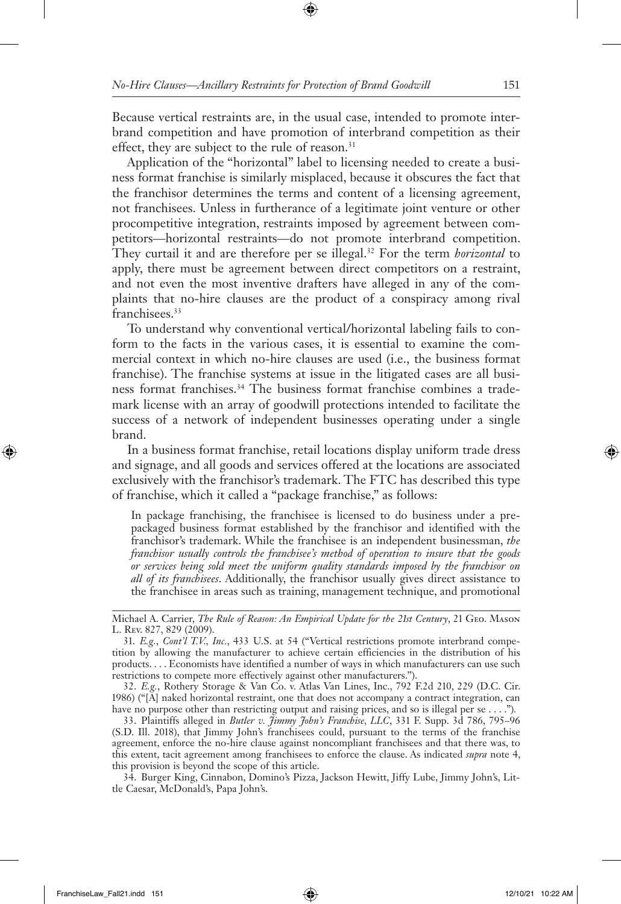Because vertical restraints are, in the usual case, intended to promote interbrand competition and have promotion of interbrand competition as their effect, they are subject to the rule of reason.[31]

Application of the "horizontal" label to licensing needed to create a business format franchise is similarly misplaced, because it obscures the fact that the franchisor determines the terms and content of a licensing agreement, not franchisees. Unless in furtherance of a legitimate joint venture or other procompetitive integration, restraints imposed by agreement between competitors—horizontal restraints—do not promote interbrand competition. They curtail it and are therefore per se illegal.[32] For the term *horizontal* to apply, there must be agreement between direct competitors on a restraint, and not even the most inventive drafters have alleged in any of the complaints that no-hire clauses are the product of a conspiracy among rival franchisees.[33]

To understand why conventional vertical/horizontal labeling fails to conform to the facts in the various cases, it is essential to examine the commercial context in which no-hire clauses are used (i.e., the business format franchise). The franchise systems at issue in the litigated cases are all business format franchises.[34] The business format franchise combines a trademark license with an array of goodwill protections intended to facilitate the success of a network of independent businesses operating under a single brand.

In a business format franchise, retail locations display uniform trade dress and signage, and all goods and services offered at the locations are associated exclusively with the franchisor's trademark. The FTC has described this type of franchise, which it called a "package franchise," as follows:

> In package franchising, the franchisee is licensed to do business under a prepackaged business format established by the franchisor and identified with the franchisor's trademark. While the franchisee is an independent businessman, *the franchisor usually controls the franchisee's method of operation to insure that the goods or services being sold meet the uniform quality standards imposed by the franchisor on all of its franchisees*. Additionally, the franchisor usually gives direct assistance to the franchisee in areas such as training, management technique, and promotional

---

Michael A. Carrier, *The Rule of Reason: An Empirical Update for the 21st Century*, 21 Geo. Mason L. Rev. 827, 829 (2009).

31. *E.g.*, *Cont'l T.V., Inc.*, 433 U.S. at 54 ("Vertical restrictions promote interbrand competition by allowing the manufacturer to achieve certain efficiencies in the distribution of his products. . . . Economists have identified a number of ways in which manufacturers can use such restrictions to compete more effectively against other manufacturers.").

32. *E.g.*, Rothery Storage & Van Co. v. Atlas Van Lines, Inc., 792 F.2d 210, 229 (D.C. Cir. 1986) ("[A] naked horizontal restraint, one that does not accompany a contract integration, can have no purpose other than restricting output and raising prices, and so is illegal per se . . . .").

33. Plaintiffs alleged in *Butler v. Jimmy John's Franchise, LLC*, 331 F. Supp. 3d 786, 795–96 (S.D. Ill. 2018), that Jimmy John's franchisees could, pursuant to the terms of the franchise agreement, enforce the no-hire clause against noncompliant franchisees and that there was, to this extent, tacit agreement among franchisees to enforce the clause. As indicated *supra* note 4, this provision is beyond the scope of this article.

34. Burger King, Cinnabon, Domino's Pizza, Jackson Hewitt, Jiffy Lube, Jimmy John's, Little Caesar, McDonald's, Papa John's.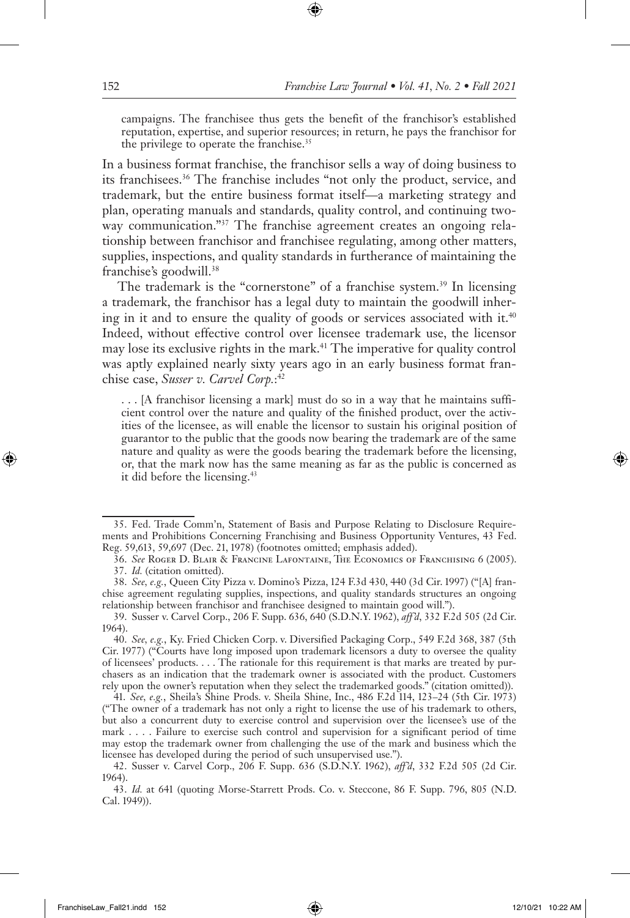campaigns. The franchisee thus gets the benefit of the franchisor's established reputation, expertise, and superior resources; in return, he pays the franchisor for the privilege to operate the franchise.[35]

In a business format franchise, the franchisor sells a way of doing business to its franchisees.[36] The franchise includes "not only the product, service, and trademark, but the entire business format itself—a marketing strategy and plan, operating manuals and standards, quality control, and continuing two-way communication."[37] The franchise agreement creates an ongoing relationship between franchisor and franchisee regulating, among other matters, supplies, inspections, and quality standards in furtherance of maintaining the franchise's goodwill.[38]

The trademark is the "cornerstone" of a franchise system.[39] In licensing a trademark, the franchisor has a legal duty to maintain the goodwill inhering in it and to ensure the quality of goods or services associated with it.[40] Indeed, without effective control over licensee trademark use, the licensor may lose its exclusive rights in the mark.[41] The imperative for quality control was aptly explained nearly sixty years ago in an early business format franchise case, *Susser v. Carvel Corp.*:[42]

> . . . [A franchisor licensing a mark] must do so in a way that he maintains sufficient control over the nature and quality of the finished product, over the activities of the licensee, as will enable the licensor to sustain his original position of guarantor to the public that the goods now bearing the trademark are of the same nature and quality as were the goods bearing the trademark before the licensing, or, that the mark now has the same meaning as far as the public is concerned as it did before the licensing.[43]

---

35. Fed. Trade Comm'n, Statement of Basis and Purpose Relating to Disclosure Requirements and Prohibitions Concerning Franchising and Business Opportunity Ventures, 43 Fed. Reg. 59,613, 59,697 (Dec. 21, 1978) (footnotes omitted; emphasis added).

36. *See* Roger D. Blair & Francine Lafontaine, The Economics of Franchising 6 (2005).

37. *Id.* (citation omitted).

38. *See, e.g.*, Queen City Pizza v. Domino's Pizza, 124 F.3d 430, 440 (3d Cir. 1997) ("[A] franchise agreement regulating supplies, inspections, and quality standards structures an ongoing relationship between franchisor and franchisee designed to maintain good will.").

39. Susser v. Carvel Corp., 206 F. Supp. 636, 640 (S.D.N.Y. 1962), *aff'd*, 332 F.2d 505 (2d Cir. 1964).

40. *See, e.g.*, Ky. Fried Chicken Corp. v. Diversified Packaging Corp., 549 F.2d 368, 387 (5th Cir. 1977) ("Courts have long imposed upon trademark licensors a duty to oversee the quality of licensees' products. . . . The rationale for this requirement is that marks are treated by purchasers as an indication that the trademark owner is associated with the product. Customers rely upon the owner's reputation when they select the trademarked goods." (citation omitted)).

41. *See, e.g.*, Sheila's Shine Prods. v. Sheila Shine, Inc., 486 F.2d 114, 123–24 (5th Cir. 1973) ("The owner of a trademark has not only a right to license the use of his trademark to others, but also a concurrent duty to exercise control and supervision over the licensee's use of the mark . . . . Failure to exercise such control and supervision for a significant period of time may estop the trademark owner from challenging the use of the mark and business which the licensee has developed during the period of such unsupervised use.").

42. Susser v. Carvel Corp., 206 F. Supp. 636 (S.D.N.Y. 1962), *aff'd*, 332 F.2d 505 (2d Cir. 1964).

43. *Id.* at 641 (quoting Morse-Starrett Prods. Co. v. Steccone, 86 F. Supp. 796, 805 (N.D. Cal. 1949)).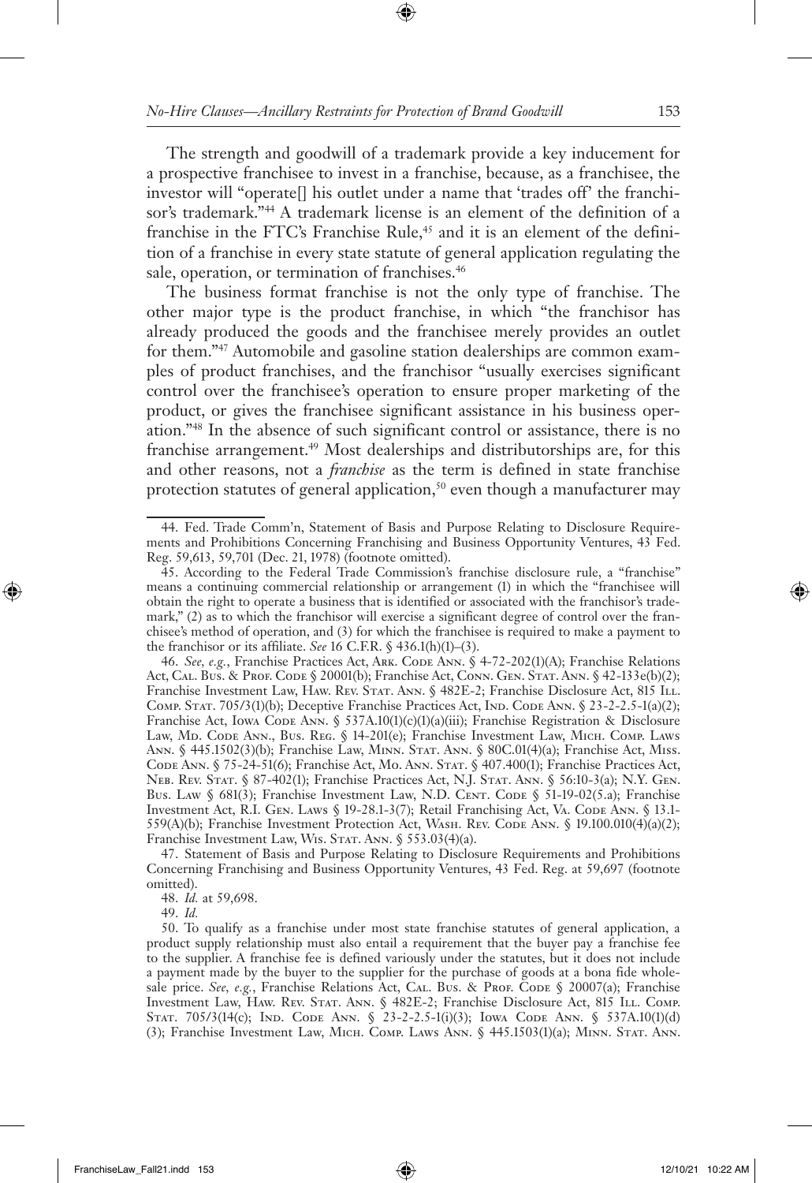The strength and goodwill of a trademark provide a key inducement for a prospective franchisee to invest in a franchise, because, as a franchisee, the investor will "operate[] his outlet under a name that 'trades off' the franchisor's trademark."[44] A trademark license is an element of the definition of a franchise in the FTC's Franchise Rule,[45] and it is an element of the definition of a franchise in every state statute of general application regulating the sale, operation, or termination of franchises.[46]

The business format franchise is not the only type of franchise. The other major type is the product franchise, in which "the franchisor has already produced the goods and the franchisee merely provides an outlet for them."[47] Automobile and gasoline station dealerships are common examples of product franchises, and the franchisor "usually exercises significant control over the franchisee's operation to ensure proper marketing of the product, or gives the franchisee significant assistance in his business operation."[48] In the absence of such significant control or assistance, there is no franchise arrangement.[49] Most dealerships and distributorships are, for this and other reasons, not a *franchise* as the term is defined in state franchise protection statutes of general application,[50] even though a manufacturer may

---

44. Fed. Trade Comm'n, Statement of Basis and Purpose Relating to Disclosure Requirements and Prohibitions Concerning Franchising and Business Opportunity Ventures, 43 Fed. Reg. 59,613, 59,701 (Dec. 21, 1978) (footnote omitted).

45. According to the Federal Trade Commission's franchise disclosure rule, a "franchise" means a continuing commercial relationship or arrangement (1) in which the "franchisee will obtain the right to operate a business that is identified or associated with the franchisor's trademark," (2) as to which the franchisor will exercise a significant degree of control over the franchisee's method of operation, and (3) for which the franchisee is required to make a payment to the franchisor or its affiliate. *See* 16 C.F.R. § 436.1(h)(1)–(3).

46. *See, e.g.*, Franchise Practices Act, Ark. Code Ann. § 4-72-202(1)(A); Franchise Relations Act, Cal. Bus. & Prof. Code § 20001(b); Franchise Act, Conn. Gen. Stat. Ann. § 42-133e(b)(2); Franchise Investment Law, Haw. Rev. Stat. Ann. § 482E-2; Franchise Disclosure Act, 815 Ill. Comp. Stat. 705/3(1)(b); Deceptive Franchise Practices Act, Ind. Code Ann. § 23-2-2.5-1(a)(2); Franchise Act, Iowa Code Ann. § 537A.10(1)(c)(1)(a)(iii); Franchise Registration & Disclosure Law, Md. Code Ann., Bus. Reg. § 14-201(e); Franchise Investment Law, Mich. Comp. Laws Ann. § 445.1502(3)(b); Franchise Law, Minn. Stat. Ann. § 80C.01(4)(a); Franchise Act, Miss. Code Ann. § 75-24-51(6); Franchise Act, Mo. Ann. Stat. § 407.400(1); Franchise Practices Act, Neb. Rev. Stat. § 87-402(1); Franchise Practices Act, N.J. Stat. Ann. § 56:10-3(a); N.Y. Gen. Bus. Law § 681(3); Franchise Investment Law, N.D. Cent. Code § 51-19-02(5.a); Franchise Investment Act, R.I. Gen. Laws § 19-28.1-3(7); Retail Franchising Act, Va. Code Ann. § 13.1-559(A)(b); Franchise Investment Protection Act, Wash. Rev. Code Ann. § 19.100.010(4)(a)(2); Franchise Investment Law, Wis. Stat. Ann. § 553.03(4)(a).

47. Statement of Basis and Purpose Relating to Disclosure Requirements and Prohibitions Concerning Franchising and Business Opportunity Ventures, 43 Fed. Reg. at 59,697 (footnote omitted).

48. *Id.* at 59,698.

49. *Id.*

50. To qualify as a franchise under most state franchise statutes of general application, a product supply relationship must also entail a requirement that the buyer pay a franchise fee to the supplier. A franchise fee is defined variously under the statutes, but it does not include a payment made by the buyer to the supplier for the purchase of goods at a bona fide wholesale price. *See, e.g.*, Franchise Relations Act, Cal. Bus. & Prof. Code § 20007(a); Franchise Investment Law, Haw. Rev. Stat. Ann. § 482E-2; Franchise Disclosure Act, 815 Ill. Comp. Stat. 705/3(14(c); Ind. Code Ann. § 23-2-2.5-1(i)(3); Iowa Code Ann. § 537A.10(1)(d)(3); Franchise Investment Law, Mich. Comp. Laws Ann. § 445.1503(1)(a); Minn. Stat. Ann.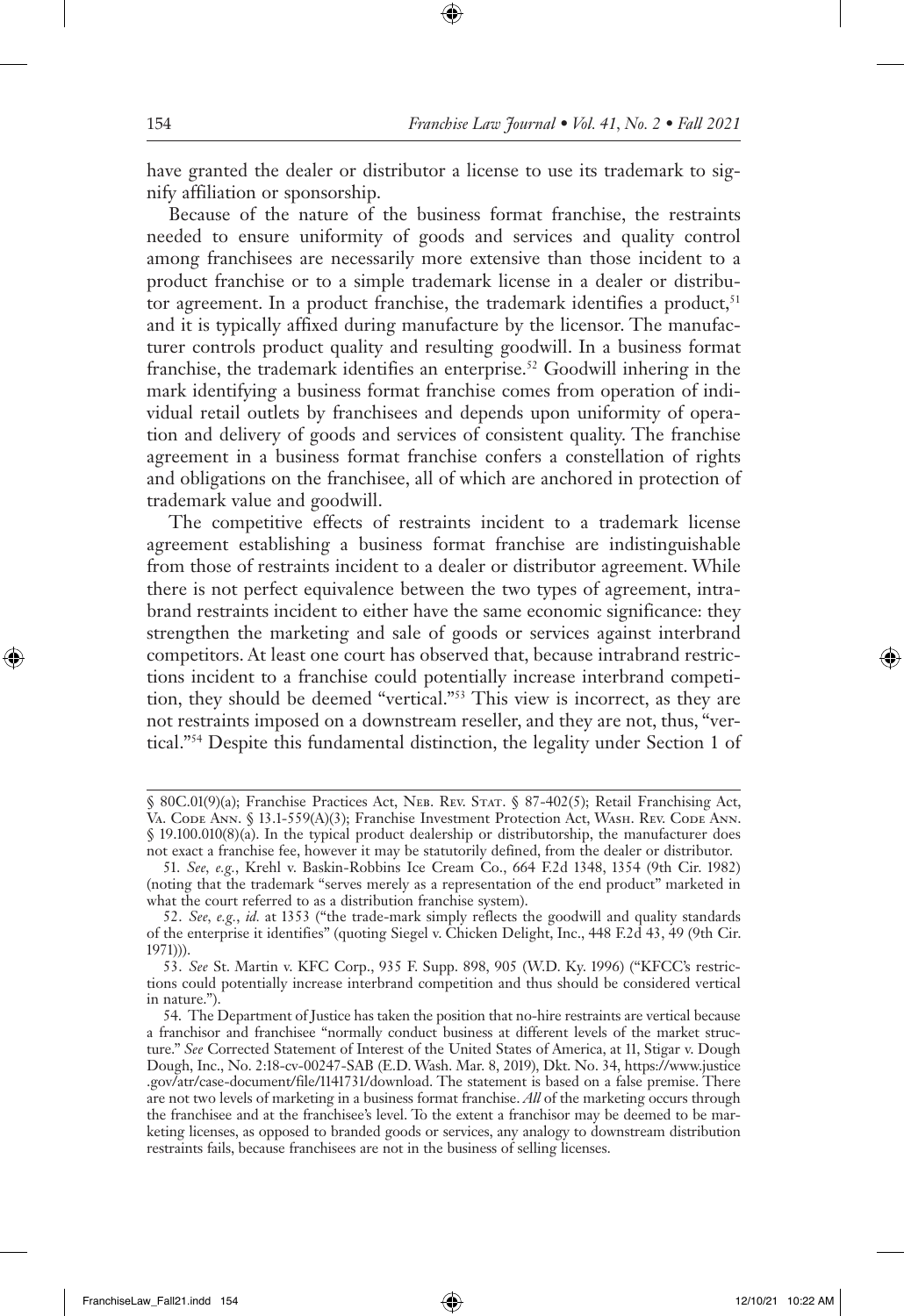have granted the dealer or distributor a license to use its trademark to signify affiliation or sponsorship.

Because of the nature of the business format franchise, the restraints needed to ensure uniformity of goods and services and quality control among franchisees are necessarily more extensive than those incident to a product franchise or to a simple trademark license in a dealer or distributor agreement. In a product franchise, the trademark identifies a product,[51] and it is typically affixed during manufacture by the licensor. The manufacturer controls product quality and resulting goodwill. In a business format franchise, the trademark identifies an enterprise.[52] Goodwill inhering in the mark identifying a business format franchise comes from operation of individual retail outlets by franchisees and depends upon uniformity of operation and delivery of goods and services of consistent quality. The franchise agreement in a business format franchise confers a constellation of rights and obligations on the franchisee, all of which are anchored in protection of trademark value and goodwill.

The competitive effects of restraints incident to a trademark license agreement establishing a business format franchise are indistinguishable from those of restraints incident to a dealer or distributor agreement. While there is not perfect equivalence between the two types of agreement, intrabrand restraints incident to either have the same economic significance: they strengthen the marketing and sale of goods or services against interbrand competitors. At least one court has observed that, because intrabrand restrictions incident to a franchise could potentially increase interbrand competition, they should be deemed "vertical."[53] This view is incorrect, as they are not restraints imposed on a downstream reseller, and they are not, thus, "vertical."[54] Despite this fundamental distinction, the legality under Section 1 of

---

§ 80C.01(9)(a); Franchise Practices Act, Neb. Rev. Stat. § 87-402(5); Retail Franchising Act, Va. Code Ann. § 13.1-559(A)(3); Franchise Investment Protection Act, Wash. Rev. Code Ann. § 19.100.010(8)(a). In the typical product dealership or distributorship, the manufacturer does not exact a franchise fee, however it may be statutorily defined, from the dealer or distributor.

51. *See, e.g.*, Krehl v. Baskin-Robbins Ice Cream Co., 664 F.2d 1348, 1354 (9th Cir. 1982) (noting that the trademark "serves merely as a representation of the end product" marketed in what the court referred to as a distribution franchise system).

52. *See, e.g.*, *id.* at 1353 ("the trade-mark simply reflects the goodwill and quality standards of the enterprise it identifies" (quoting Siegel v. Chicken Delight, Inc., 448 F.2d 43, 49 (9th Cir. 1971))).

53. *See* St. Martin v. KFC Corp., 935 F. Supp. 898, 905 (W.D. Ky. 1996) ("KFCC's restrictions could potentially increase interbrand competition and thus should be considered vertical in nature.").

54. The Department of Justice has taken the position that no-hire restraints are vertical because a franchisor and franchisee "normally conduct business at different levels of the market structure." *See* Corrected Statement of Interest of the United States of America, at 11, Stigar v. Dough Dough, Inc., No. 2:18-cv-00247-SAB (E.D. Wash. Mar. 8, 2019), Dkt. No. 34, https://www.justice.gov/atr/case-document/file/1141731/download. The statement is based on a false premise. There are not two levels of marketing in a business format franchise. *All* of the marketing occurs through the franchisee and at the franchisee's level. To the extent a franchisor may be deemed to be marketing licenses, as opposed to branded goods or services, any analogy to downstream distribution restraints fails, because franchisees are not in the business of selling licenses.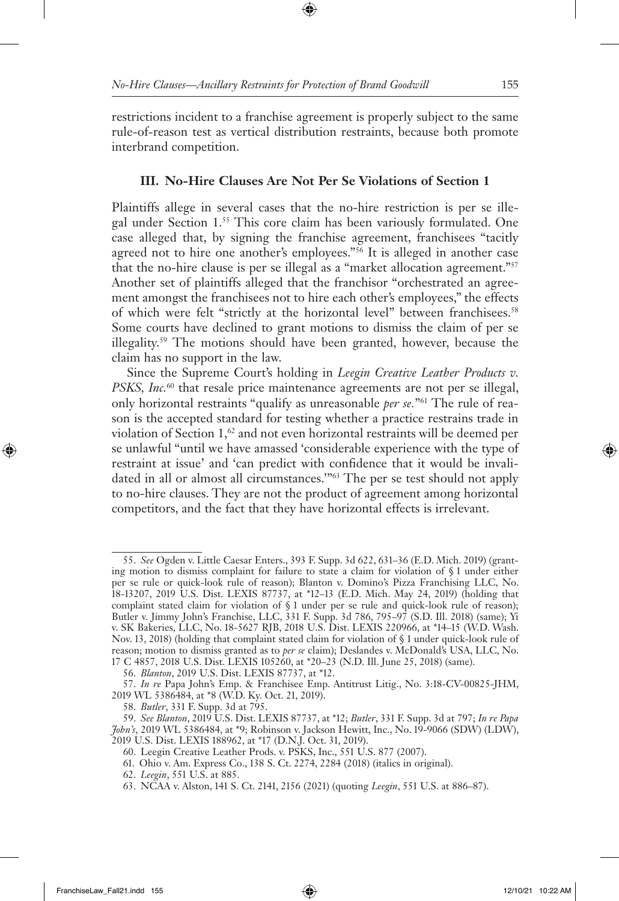restrictions incident to a franchise agreement is properly subject to the same rule-of-reason test as vertical distribution restraints, because both promote interbrand competition.

### III. No-Hire Clauses Are Not Per Se Violations of Section 1

Plaintiffs allege in several cases that the no-hire restriction is per se illegal under Section 1.[55] This core claim has been variously formulated. One case alleged that, by signing the franchise agreement, franchisees "tacitly agreed not to hire one another's employees."[56] It is alleged in another case that the no-hire clause is per se illegal as a "market allocation agreement."[57] Another set of plaintiffs alleged that the franchisor "orchestrated an agreement amongst the franchisees not to hire each other's employees," the effects of which were felt "strictly at the horizontal level" between franchisees.[58] Some courts have declined to grant motions to dismiss the claim of per se illegality.[59] The motions should have been granted, however, because the claim has no support in the law.

Since the Supreme Court's holding in *Leegin Creative Leather Products v. PSKS, Inc.*[60] that resale price maintenance agreements are not per se illegal, only horizontal restraints "qualify as unreasonable *per se*."[61] The rule of reason is the accepted standard for testing whether a practice restrains trade in violation of Section 1,[62] and not even horizontal restraints will be deemed per se unlawful "until we have amassed 'considerable experience with the type of restraint at issue' and 'can predict with confidence that it would be invalidated in all or almost all circumstances.'"[63] The per se test should not apply to no-hire clauses. They are not the product of agreement among horizontal competitors, and the fact that they have horizontal effects is irrelevant.

---

55. *See* Ogden v. Little Caesar Enters., 393 F. Supp. 3d 622, 631–36 (E.D. Mich. 2019) (granting motion to dismiss complaint for failure to state a claim for violation of § 1 under either per se rule or quick-look rule of reason); Blanton v. Domino's Pizza Franchising LLC, No. 18-13207, 2019 U.S. Dist. LEXIS 87737, at *12–13 (E.D. Mich. May 24, 2019) (holding that complaint stated claim for violation of § 1 under per se rule and quick-look rule of reason); Butler v. Jimmy John's Franchise, LLC, 331 F. Supp. 3d 786, 795–97 (S.D. Ill. 2018) (same); Yi v. SK Bakeries, LLC, No. 18-5627 RJB, 2018 U.S. Dist. LEXIS 220966, at *14–15 (W.D. Wash. Nov. 13, 2018) (holding that complaint stated claim for violation of § 1 under quick-look rule of reason; motion to dismiss granted as to *per se* claim); Deslandes v. McDonald's USA, LLC, No. 17 C 4857, 2018 U.S. Dist. LEXIS 105260, at *20–23 (N.D. Ill. June 25, 2018) (same).

56. *Blanton*, 2019 U.S. Dist. LEXIS 87737, at *12.

57. *In re* Papa John's Emp. & Franchisee Emp. Antitrust Litig., No. 3:18-CV-00825-JHM, 2019 WL 5386484, at *8 (W.D. Ky. Oct. 21, 2019).

58. *Butler*, 331 F. Supp. 3d at 795.

59. *See Blanton*, 2019 U.S. Dist. LEXIS 87737, at *12; *Butler*, 331 F. Supp. 3d at 797; *In re Papa John's*, 2019 WL 5386484, at *9; Robinson v. Jackson Hewitt, Inc., No. 19-9066 (SDW) (LDW), 2019 U.S. Dist. LEXIS 188962, at *17 (D.N.J. Oct. 31, 2019).

60. Leegin Creative Leather Prods. v. PSKS, Inc., 551 U.S. 877 (2007).

61. Ohio v. Am. Express Co., 138 S. Ct. 2274, 2284 (2018) (italics in original).

62. *Leegin*, 551 U.S. at 885.

63. NCAA v. Alston, 141 S. Ct. 2141, 2156 (2021) (quoting *Leegin*, 551 U.S. at 886–87).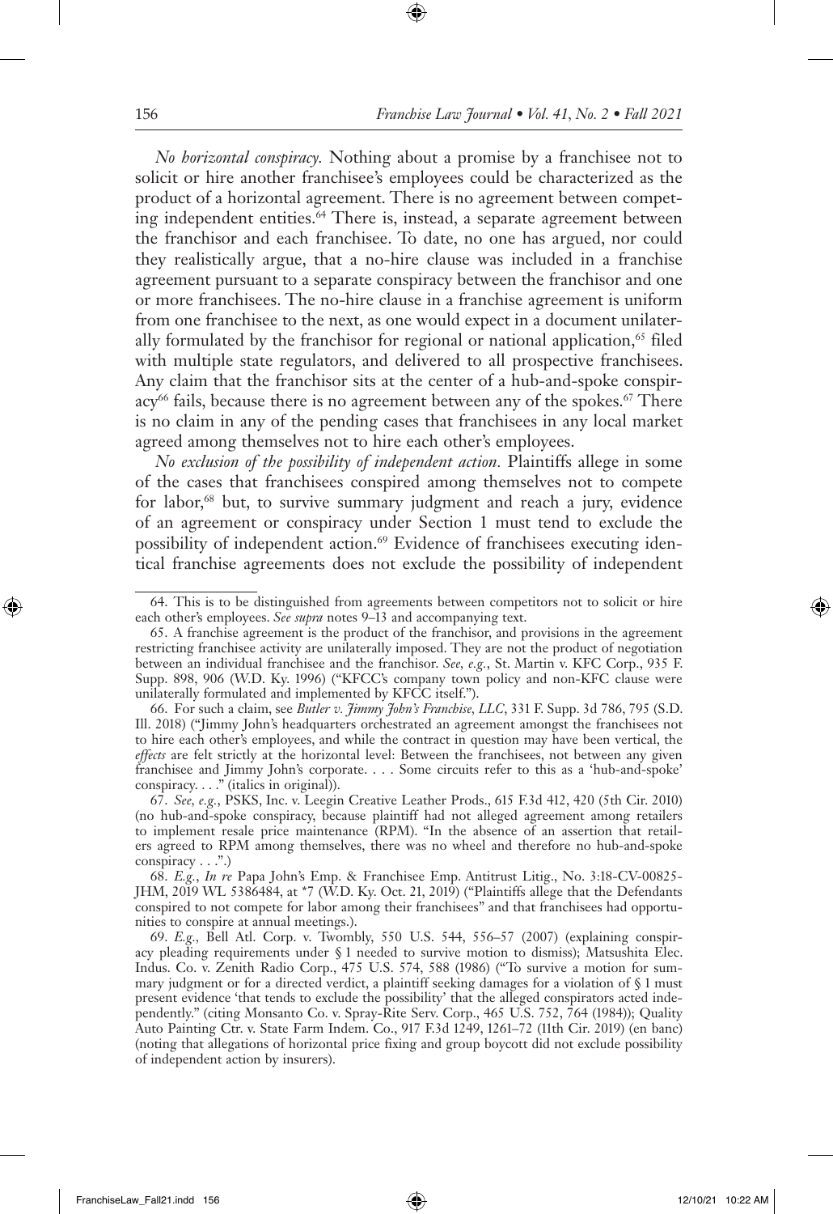*No horizontal conspiracy.* Nothing about a promise by a franchisee not to solicit or hire another franchisee's employees could be characterized as the product of a horizontal agreement. There is no agreement between competing independent entities.[64] There is, instead, a separate agreement between the franchisor and each franchisee. To date, no one has argued, nor could they realistically argue, that a no-hire clause was included in a franchise agreement pursuant to a separate conspiracy between the franchisor and one or more franchisees. The no-hire clause in a franchise agreement is uniform from one franchisee to the next, as one would expect in a document unilaterally formulated by the franchisor for regional or national application,[65] filed with multiple state regulators, and delivered to all prospective franchisees. Any claim that the franchisor sits at the center of a hub-and-spoke conspiracy[66] fails, because there is no agreement between any of the spokes.[67] There is no claim in any of the pending cases that franchisees in any local market agreed among themselves not to hire each other's employees.

*No exclusion of the possibility of independent action.* Plaintiffs allege in some of the cases that franchisees conspired among themselves not to compete for labor,[68] but, to survive summary judgment and reach a jury, evidence of an agreement or conspiracy under Section 1 must tend to exclude the possibility of independent action.[69] Evidence of franchisees executing identical franchise agreements does not exclude the possibility of independent

---

64. This is to be distinguished from agreements between competitors not to solicit or hire each other's employees. *See supra* notes 9–13 and accompanying text.

65. A franchise agreement is the product of the franchisor, and provisions in the agreement restricting franchisee activity are unilaterally imposed. They are not the product of negotiation between an individual franchisee and the franchisor. *See, e.g.*, St. Martin v. KFC Corp., 935 F. Supp. 898, 906 (W.D. Ky. 1996) ("KFCC's company town policy and non-KFC clause were unilaterally formulated and implemented by KFCC itself.").

66. For such a claim, see *Butler v. Jimmy John's Franchise, LLC*, 331 F. Supp. 3d 786, 795 (S.D. Ill. 2018) ("Jimmy John's headquarters orchestrated an agreement amongst the franchisees not to hire each other's employees, and while the contract in question may have been vertical, the *effects* are felt strictly at the horizontal level: Between the franchisees, not between any given franchisee and Jimmy John's corporate. . . . Some circuits refer to this as a 'hub-and-spoke' conspiracy. . . ." (italics in original)).

67. *See, e.g.*, PSKS, Inc. v. Leegin Creative Leather Prods., 615 F.3d 412, 420 (5th Cir. 2010) (no hub-and-spoke conspiracy, because plaintiff had not alleged agreement among retailers to implement resale price maintenance (RPM). "In the absence of an assertion that retailers agreed to RPM among themselves, there was no wheel and therefore no hub-and-spoke conspiracy . . .".)

68. *E.g.*, *In re* Papa John's Emp. & Franchisee Emp. Antitrust Litig., No. 3:18-CV-00825-JHM, 2019 WL 5386484, at *7 (W.D. Ky. Oct. 21, 2019) ("Plaintiffs allege that the Defendants conspired to not compete for labor among their franchisees" and that franchisees had opportunities to conspire at annual meetings.).

69. *E.g.*, Bell Atl. Corp. v. Twombly, 550 U.S. 544, 556–57 (2007) (explaining conspiracy pleading requirements under § 1 needed to survive motion to dismiss); Matsushita Elec. Indus. Co. v. Zenith Radio Corp., 475 U.S. 574, 588 (1986) ("To survive a motion for summary judgment or for a directed verdict, a plaintiff seeking damages for a violation of § 1 must present evidence 'that tends to exclude the possibility' that the alleged conspirators acted independently." (citing Monsanto Co. v. Spray-Rite Serv. Corp., 465 U.S. 752, 764 (1984)); Quality Auto Painting Ctr. v. State Farm Indem. Co., 917 F.3d 1249, 1261–72 (11th Cir. 2019) (en banc) (noting that allegations of horizontal price fixing and group boycott did not exclude possibility of independent action by insurers).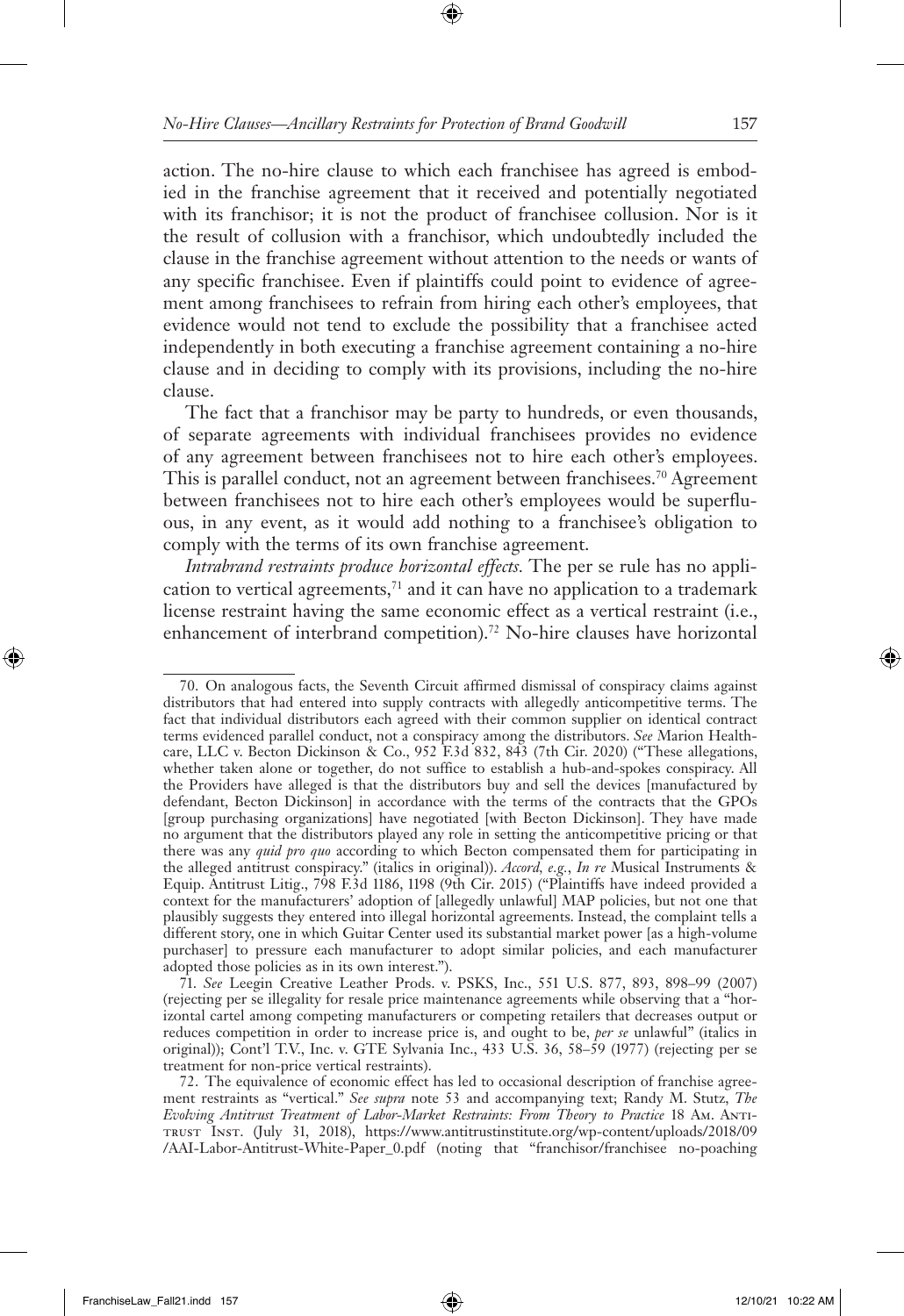action. The no-hire clause to which each franchisee has agreed is embodied in the franchise agreement that it received and potentially negotiated with its franchisor; it is not the product of franchisee collusion. Nor is it the result of collusion with a franchisor, which undoubtedly included the clause in the franchise agreement without attention to the needs or wants of any specific franchisee. Even if plaintiffs could point to evidence of agreement among franchisees to refrain from hiring each other's employees, that evidence would not tend to exclude the possibility that a franchisee acted independently in both executing a franchise agreement containing a no-hire clause and in deciding to comply with its provisions, including the no-hire clause.

The fact that a franchisor may be party to hundreds, or even thousands, of separate agreements with individual franchisees provides no evidence of any agreement between franchisees not to hire each other's employees. This is parallel conduct, not an agreement between franchisees.[70] Agreement between franchisees not to hire each other's employees would be superfluous, in any event, as it would add nothing to a franchisee's obligation to comply with the terms of its own franchise agreement.

*Intrabrand restraints produce horizontal effects.* The per se rule has no application to vertical agreements,[71] and it can have no application to a trademark license restraint having the same economic effect as a vertical restraint (i.e., enhancement of interbrand competition).[72] No-hire clauses have horizontal

---

70. On analogous facts, the Seventh Circuit affirmed dismissal of conspiracy claims against distributors that had entered into supply contracts with allegedly anticompetitive terms. The fact that individual distributors each agreed with their common supplier on identical contract terms evidenced parallel conduct, not a conspiracy among the distributors. *See* Marion Healthcare, LLC v. Becton Dickinson & Co., 952 F.3d 832, 843 (7th Cir. 2020) ("These allegations, whether taken alone or together, do not suffice to establish a hub-and-spokes conspiracy. All the Providers have alleged is that the distributors buy and sell the devices [manufactured by defendant, Becton Dickinson] in accordance with the terms of the contracts that the GPOs [group purchasing organizations] have negotiated [with Becton Dickinson]. They have made no argument that the distributors played any role in setting the anticompetitive pricing or that there was any *quid pro quo* according to which Becton compensated them for participating in the alleged antitrust conspiracy." (italics in original)). *Accord, e.g.*, *In re* Musical Instruments & Equip. Antitrust Litig., 798 F.3d 1186, 1198 (9th Cir. 2015) ("Plaintiffs have indeed provided a context for the manufacturers' adoption of [allegedly unlawful] MAP policies, but not one that plausibly suggests they entered into illegal horizontal agreements. Instead, the complaint tells a different story, one in which Guitar Center used its substantial market power [as a high-volume purchaser] to pressure each manufacturer to adopt similar policies, and each manufacturer adopted those policies as in its own interest.").

71. *See* Leegin Creative Leather Prods. v. PSKS, Inc., 551 U.S. 877, 893, 898–99 (2007) (rejecting per se illegality for resale price maintenance agreements while observing that a "horizontal cartel among competing manufacturers or competing retailers that decreases output or reduces competition in order to increase price is, and ought to be, *per se* unlawful" (italics in original)); Cont'l T.V., Inc. v. GTE Sylvania Inc., 433 U.S. 36, 58–59 (1977) (rejecting per se treatment for non-price vertical restraints).

72. The equivalence of economic effect has led to occasional description of franchise agreement restraints as "vertical." *See supra* note 53 and accompanying text; Randy M. Stutz, *The Evolving Antitrust Treatment of Labor-Market Restraints: From Theory to Practice* 18 Am. Antitrust Inst. (July 31, 2018), https://www.antitrustinstitute.org/wp-content/uploads/2018/09/AAI-Labor-Antitrust-White-Paper_0.pdf (noting that "franchisor/franchisee no-poaching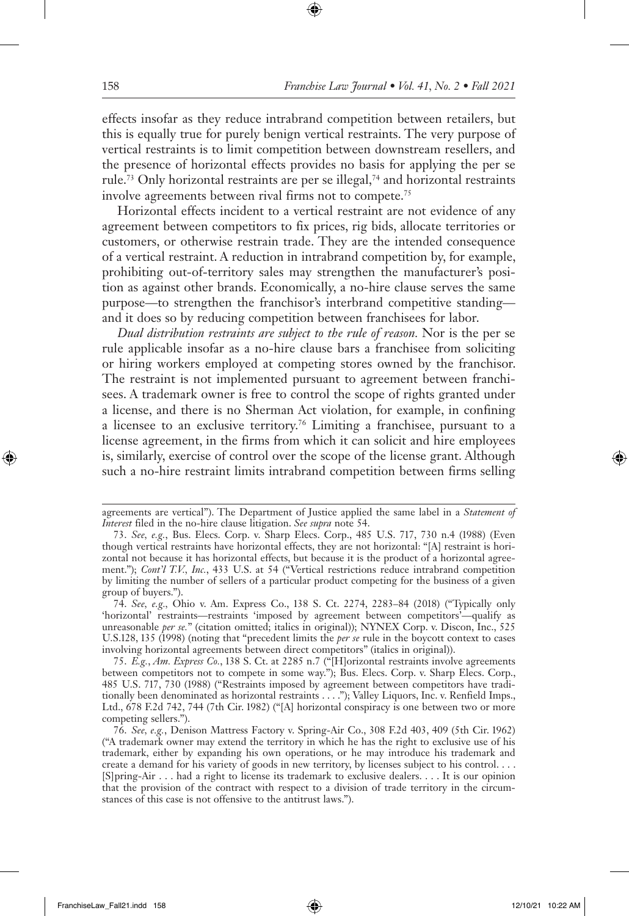effects insofar as they reduce intrabrand competition between retailers, but this is equally true for purely benign vertical restraints. The very purpose of vertical restraints is to limit competition between downstream resellers, and the presence of horizontal effects provides no basis for applying the per se rule.[73] Only horizontal restraints are per se illegal,[74] and horizontal restraints involve agreements between rival firms not to compete.[75]

Horizontal effects incident to a vertical restraint are not evidence of any agreement between competitors to fix prices, rig bids, allocate territories or customers, or otherwise restrain trade. They are the intended consequence of a vertical restraint. A reduction in intrabrand competition by, for example, prohibiting out-of-territory sales may strengthen the manufacturer's position as against other brands. Economically, a no-hire clause serves the same purpose—to strengthen the franchisor's interbrand competitive standing—and it does so by reducing competition between franchisees for labor.

*Dual distribution restraints are subject to the rule of reason.* Nor is the per se rule applicable insofar as a no-hire clause bars a franchisee from soliciting or hiring workers employed at competing stores owned by the franchisor. The restraint is not implemented pursuant to agreement between franchisees. A trademark owner is free to control the scope of rights granted under a license, and there is no Sherman Act violation, for example, in confining a licensee to an exclusive territory.[76] Limiting a franchisee, pursuant to a license agreement, in the firms from which it can solicit and hire employees is, similarly, exercise of control over the scope of the license grant. Although such a no-hire restraint limits intrabrand competition between firms selling

---

agreements are vertical"). The Department of Justice applied the same label in a *Statement of Interest* filed in the no-hire clause litigation. *See supra* note 54.

73. *See, e.g.*, Bus. Elecs. Corp. v. Sharp Elecs. Corp., 485 U.S. 717, 730 n.4 (1988) (Even though vertical restraints have horizontal effects, they are not horizontal: "[A] restraint is horizontal not because it has horizontal effects, but because it is the product of a horizontal agreement."); *Cont'l T.V., Inc.*, 433 U.S. at 54 ("Vertical restrictions reduce intrabrand competition by limiting the number of sellers of a particular product competing for the business of a given group of buyers.").

74. *See, e.g.*, Ohio v. Am. Express Co., 138 S. Ct. 2274, 2283–84 (2018) ("Typically only 'horizontal' restraints—restraints 'imposed by agreement between competitors'—qualify as unreasonable *per se*." (citation omitted; italics in original)); NYNEX Corp. v. Discon, Inc., 525 U.S.128, 135 (1998) (noting that "precedent limits the *per se* rule in the boycott context to cases involving horizontal agreements between direct competitors" (italics in original)).

75. *E.g.*, *Am. Express Co.*, 138 S. Ct. at 2285 n.7 ("[H]orizontal restraints involve agreements between competitors not to compete in some way."); Bus. Elecs. Corp. v. Sharp Elecs. Corp., 485 U.S. 717, 730 (1988) ("Restraints imposed by agreement between competitors have traditionally been denominated as horizontal restraints . . . ."); Valley Liquors, Inc. v. Renfield Imps., Ltd., 678 F.2d 742, 744 (7th Cir. 1982) ("[A] horizontal conspiracy is one between two or more competing sellers.").

76. *See, e.g.*, Denison Mattress Factory v. Spring-Air Co., 308 F.2d 403, 409 (5th Cir. 1962) ("A trademark owner may extend the territory in which he has the right to exclusive use of his trademark, either by expanding his own operations, or he may introduce his trademark and create a demand for his variety of goods in new territory, by licenses subject to his control. . . . [S]pring-Air . . . had a right to license its trademark to exclusive dealers. . . . It is our opinion that the provision of the contract with respect to a division of trade territory in the circumstances of this case is not offensive to the antitrust laws.").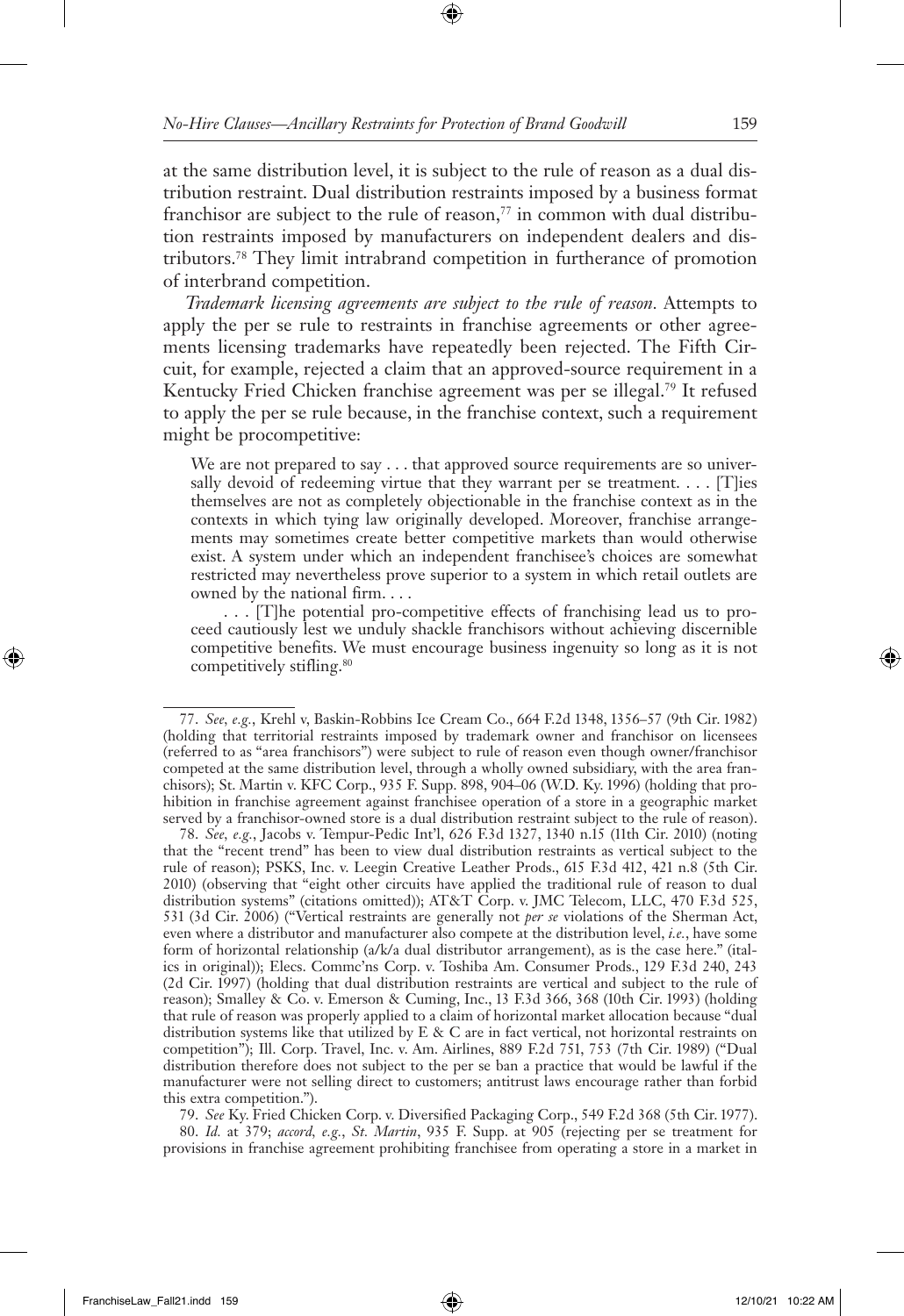at the same distribution level, it is subject to the rule of reason as a dual distribution restraint. Dual distribution restraints imposed by a business format franchisor are subject to the rule of reason,[77] in common with dual distribution restraints imposed by manufacturers on independent dealers and distributors.[78] They limit intrabrand competition in furtherance of promotion of interbrand competition.

*Trademark licensing agreements are subject to the rule of reason.* Attempts to apply the per se rule to restraints in franchise agreements or other agreements licensing trademarks have repeatedly been rejected. The Fifth Circuit, for example, rejected a claim that an approved-source requirement in a Kentucky Fried Chicken franchise agreement was per se illegal.[79] It refused to apply the per se rule because, in the franchise context, such a requirement might be procompetitive:

> We are not prepared to say . . . that approved source requirements are so universally devoid of redeeming virtue that they warrant per se treatment. . . . [T]ies themselves are not as completely objectionable in the franchise context as in the contexts in which tying law originally developed. Moreover, franchise arrangements may sometimes create better competitive markets than would otherwise exist. A system under which an independent franchisee's choices are somewhat restricted may nevertheless prove superior to a system in which retail outlets are owned by the national firm. . . .
>
> . . . [T]he potential pro-competitive effects of franchising lead us to proceed cautiously lest we unduly shackle franchisors without achieving discernible competitive benefits. We must encourage business ingenuity so long as it is not competitively stifling.[80]

---

77. *See, e.g.*, Krehl v. Baskin-Robbins Ice Cream Co., 664 F.2d 1348, 1356–57 (9th Cir. 1982) (holding that territorial restraints imposed by trademark owner and franchisor on licensees (referred to as "area franchisors") were subject to rule of reason even though owner/franchisor competed at the same distribution level, through a wholly owned subsidiary, with the area franchisors); St. Martin v. KFC Corp., 935 F. Supp. 898, 904–06 (W.D. Ky. 1996) (holding that prohibition in franchise agreement against franchisee operation of a store in a geographic market served by a franchisor-owned store is a dual distribution restraint subject to the rule of reason).

78. *See, e.g.*, Jacobs v. Tempur-Pedic Int'l, 626 F.3d 1327, 1340 n.15 (11th Cir. 2010) (noting that the "recent trend" has been to view dual distribution restraints as vertical subject to the rule of reason); PSKS, Inc. v. Leegin Creative Leather Prods., 615 F.3d 412, 421 n.8 (5th Cir. 2010) (observing that "eight other circuits have applied the traditional rule of reason to dual distribution systems" (citations omitted)); AT&T Corp. v. JMC Telecom, LLC, 470 F.3d 525, 531 (3d Cir. 2006) ("Vertical restraints are generally not *per se* violations of the Sherman Act, even where a distributor and manufacturer also compete at the distribution level, *i.e.*, have some form of horizontal relationship (a/k/a dual distributor arrangement), as is the case here." (italics in original)); Elecs. Commc'ns Corp. v. Toshiba Am. Consumer Prods., 129 F.3d 240, 243 (2d Cir. 1997) (holding that dual distribution restraints are vertical and subject to the rule of reason); Smalley & Co. v. Emerson & Cuming, Inc., 13 F.3d 366, 368 (10th Cir. 1993) (holding that rule of reason was properly applied to a claim of horizontal market allocation because "dual distribution systems like that utilized by E & C are in fact vertical, not horizontal restraints on competition"); Ill. Corp. Travel, Inc. v. Am. Airlines, 889 F.2d 751, 753 (7th Cir. 1989) ("Dual distribution therefore does not subject to the per se ban a practice that would be lawful if the manufacturer were not selling direct to customers; antitrust laws encourage rather than forbid this extra competition.").

79. *See* Ky. Fried Chicken Corp. v. Diversified Packaging Corp., 549 F.2d 368 (5th Cir. 1977).

80. *Id.* at 379; *accord, e.g.*, *St. Martin*, 935 F. Supp. at 905 (rejecting per se treatment for provisions in franchise agreement prohibiting franchisee from operating a store in a market in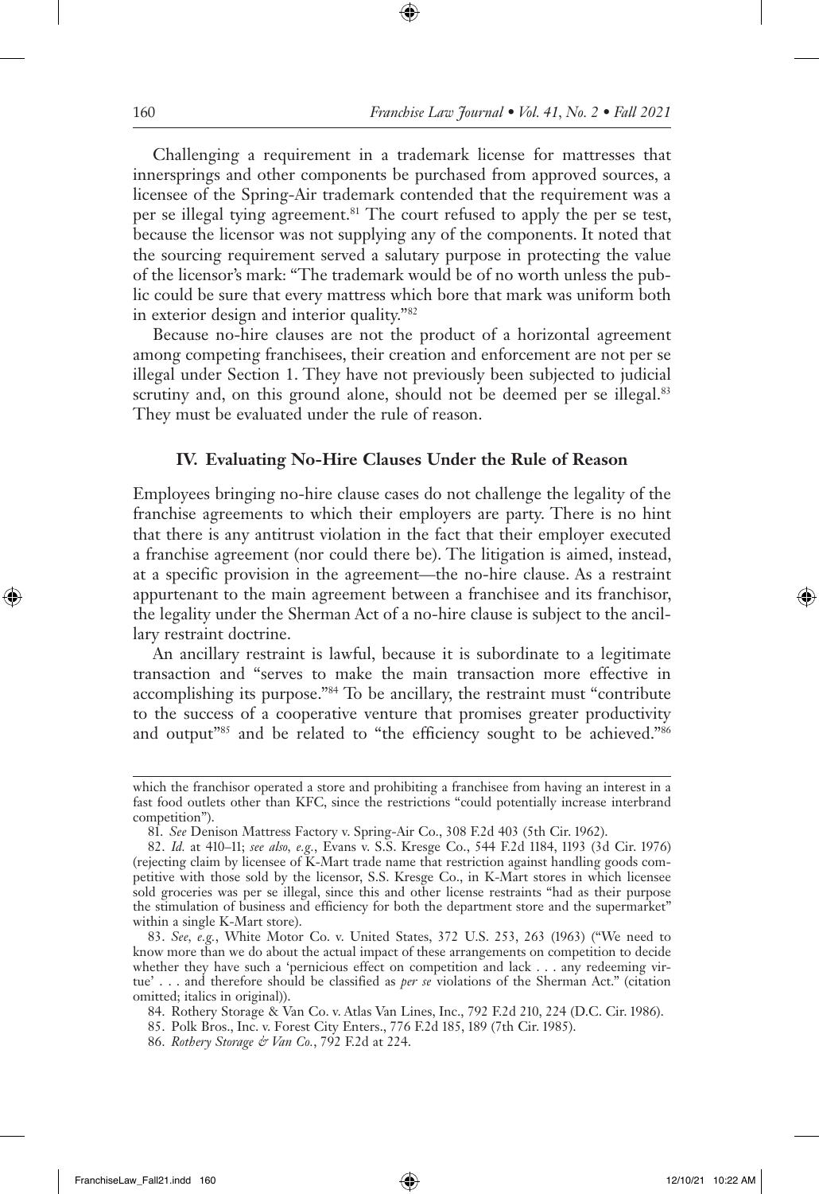Challenging a requirement in a trademark license for mattresses that innersprings and other components be purchased from approved sources, a licensee of the Spring-Air trademark contended that the requirement was a per se illegal tying agreement.[81] The court refused to apply the per se test, because the licensor was not supplying any of the components. It noted that the sourcing requirement served a salutary purpose in protecting the value of the licensor's mark: "The trademark would be of no worth unless the public could be sure that every mattress which bore that mark was uniform both in exterior design and interior quality."[82]

Because no-hire clauses are not the product of a horizontal agreement among competing franchisees, their creation and enforcement are not per se illegal under Section 1. They have not previously been subjected to judicial scrutiny and, on this ground alone, should not be deemed per se illegal.[83] They must be evaluated under the rule of reason.

## IV. Evaluating No-Hire Clauses Under the Rule of Reason

Employees bringing no-hire clause cases do not challenge the legality of the franchise agreements to which their employers are party. There is no hint that there is any antitrust violation in the fact that their employer executed a franchise agreement (nor could there be). The litigation is aimed, instead, at a specific provision in the agreement—the no-hire clause. As a restraint appurtenant to the main agreement between a franchisee and its franchisor, the legality under the Sherman Act of a no-hire clause is subject to the ancillary restraint doctrine.

An ancillary restraint is lawful, because it is subordinate to a legitimate transaction and "serves to make the main transaction more effective in accomplishing its purpose."[84] To be ancillary, the restraint must "contribute to the success of a cooperative venture that promises greater productivity and output"[85] and be related to "the efficiency sought to be achieved."[86]

---

which the franchisor operated a store and prohibiting a franchisee from having an interest in a fast food outlets other than KFC, since the restrictions "could potentially increase interbrand competition").

81. *See* Denison Mattress Factory v. Spring-Air Co., 308 F.2d 403 (5th Cir. 1962).

82. *Id.* at 410–11; *see also, e.g.*, Evans v. S.S. Kresge Co., 544 F.2d 1184, 1193 (3d Cir. 1976) (rejecting claim by licensee of K-Mart trade name that restriction against handling goods competitive with those sold by the licensor, S.S. Kresge Co., in K-Mart stores in which licensee sold groceries was per se illegal, since this and other license restraints "had as their purpose the stimulation of business and efficiency for both the department store and the supermarket" within a single K-Mart store).

83. *See, e.g.*, White Motor Co. v. United States, 372 U.S. 253, 263 (1963) ("We need to know more than we do about the actual impact of these arrangements on competition to decide whether they have such a 'pernicious effect on competition and lack . . . any redeeming virtue' . . . and therefore should be classified as *per se* violations of the Sherman Act." (citation omitted; italics in original)).

84. Rothery Storage & Van Co. v. Atlas Van Lines, Inc., 792 F.2d 210, 224 (D.C. Cir. 1986).

85. Polk Bros., Inc. v. Forest City Enters., 776 F.2d 185, 189 (7th Cir. 1985).

86. *Rothery Storage & Van Co.*, 792 F.2d at 224.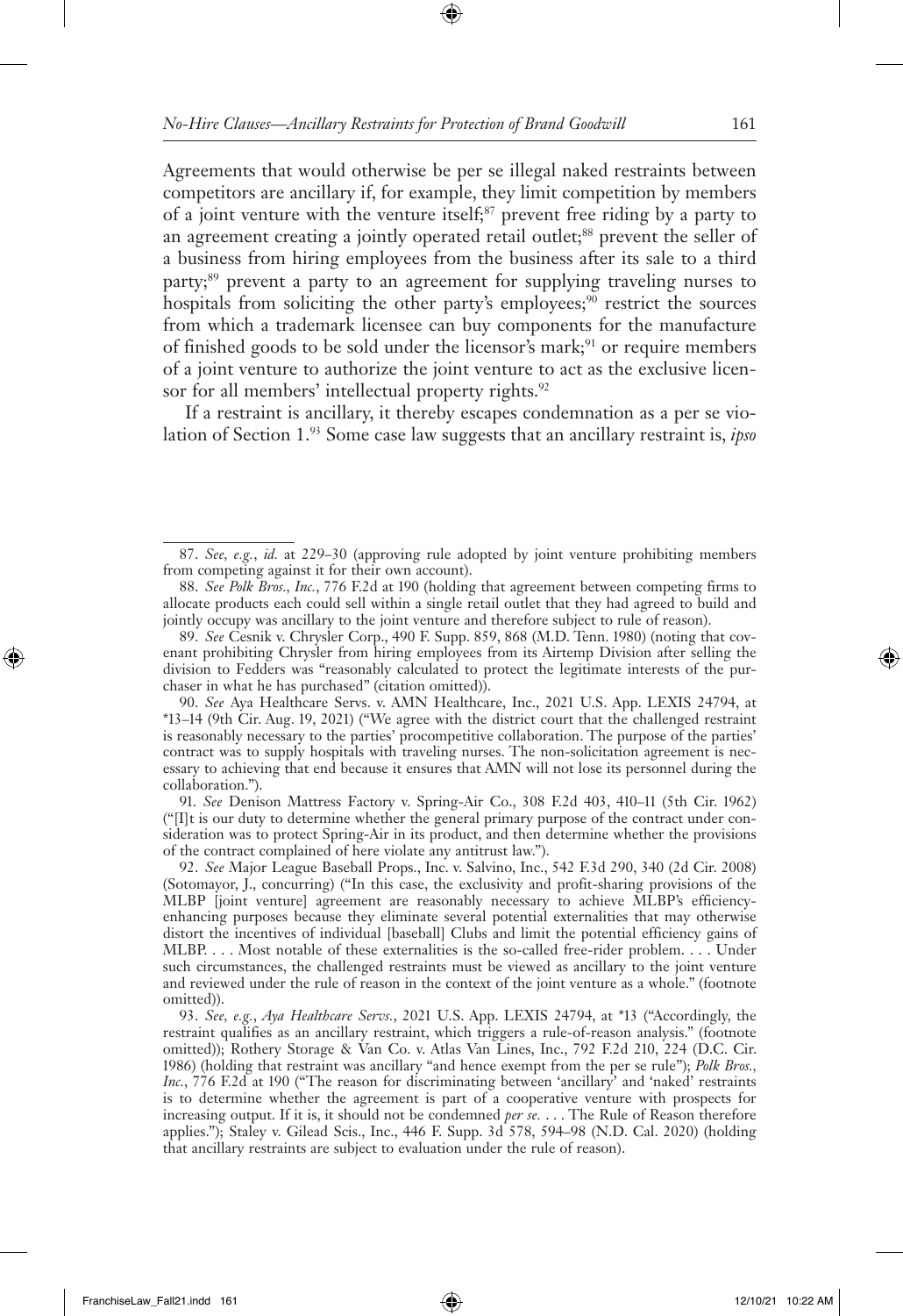Agreements that would otherwise be per se illegal naked restraints between competitors are ancillary if, for example, they limit competition by members of a joint venture with the venture itself;[87] prevent free riding by a party to an agreement creating a jointly operated retail outlet;[88] prevent the seller of a business from hiring employees from the business after its sale to a third party;[89] prevent a party to an agreement for supplying traveling nurses to hospitals from soliciting the other party's employees;[90] restrict the sources from which a trademark licensee can buy components for the manufacture of finished goods to be sold under the licensor's mark;[91] or require members of a joint venture to authorize the joint venture to act as the exclusive licensor for all members' intellectual property rights.[92]

If a restraint is ancillary, it thereby escapes condemnation as a per se violation of Section 1.[93] Some case law suggests that an ancillary restraint is, *ipso*

---

87. *See, e.g.*, *id.* at 229–30 (approving rule adopted by joint venture prohibiting members from competing against it for their own account).

88. *See Polk Bros., Inc.*, 776 F.2d at 190 (holding that agreement between competing firms to allocate products each could sell within a single retail outlet that they had agreed to build and jointly occupy was ancillary to the joint venture and therefore subject to rule of reason).

89. *See* Cesnik v. Chrysler Corp., 490 F. Supp. 859, 868 (M.D. Tenn. 1980) (noting that covenant prohibiting Chrysler from hiring employees from its Airtemp Division after selling the division to Fedders was "reasonably calculated to protect the legitimate interests of the purchaser in what he has purchased" (citation omitted)).

90. *See* Aya Healthcare Servs. v. AMN Healthcare, Inc., 2021 U.S. App. LEXIS 24794, at *13–14 (9th Cir. Aug. 19, 2021) ("We agree with the district court that the challenged restraint is reasonably necessary to the parties' procompetitive collaboration. The purpose of the parties' contract was to supply hospitals with traveling nurses. The non-solicitation agreement is necessary to achieving that end because it ensures that AMN will not lose its personnel during the collaboration.").

91. *See* Denison Mattress Factory v. Spring-Air Co., 308 F.2d 403, 410–11 (5th Cir. 1962) ("[I]t is our duty to determine whether the general primary purpose of the contract under consideration was to protect Spring-Air in its product, and then determine whether the provisions of the contract complained of here violate any antitrust law.").

92. *See* Major League Baseball Props., Inc. v. Salvino, Inc., 542 F.3d 290, 340 (2d Cir. 2008) (Sotomayor, J., concurring) ("In this case, the exclusivity and profit-sharing provisions of the MLBP [joint venture] agreement are reasonably necessary to achieve MLBP's efficiency-enhancing purposes because they eliminate several potential externalities that may otherwise distort the incentives of individual [baseball] Clubs and limit the potential efficiency gains of MLBP. . . . Most notable of these externalities is the so-called free-rider problem. . . . Under such circumstances, the challenged restraints must be viewed as ancillary to the joint venture and reviewed under the rule of reason in the context of the joint venture as a whole." (footnote omitted)).

93. *See, e.g.*, *Aya Healthcare Servs.*, 2021 U.S. App. LEXIS 24794, at *13 ("Accordingly, the restraint qualifies as an ancillary restraint, which triggers a rule-of-reason analysis." (footnote omitted)); Rothery Storage & Van Co. v. Atlas Van Lines, Inc., 792 F.2d 210, 224 (D.C. Cir. 1986) (holding that restraint was ancillary "and hence exempt from the per se rule"); *Polk Bros., Inc.*, 776 F.2d at 190 ("The reason for discriminating between 'ancillary' and 'naked' restraints is to determine whether the agreement is part of a cooperative venture with prospects for increasing output. If it is, it should not be condemned *per se*. . . . The Rule of Reason therefore applies."); Staley v. Gilead Scis., Inc., 446 F. Supp. 3d 578, 594–98 (N.D. Cal. 2020) (holding that ancillary restraints are subject to evaluation under the rule of reason).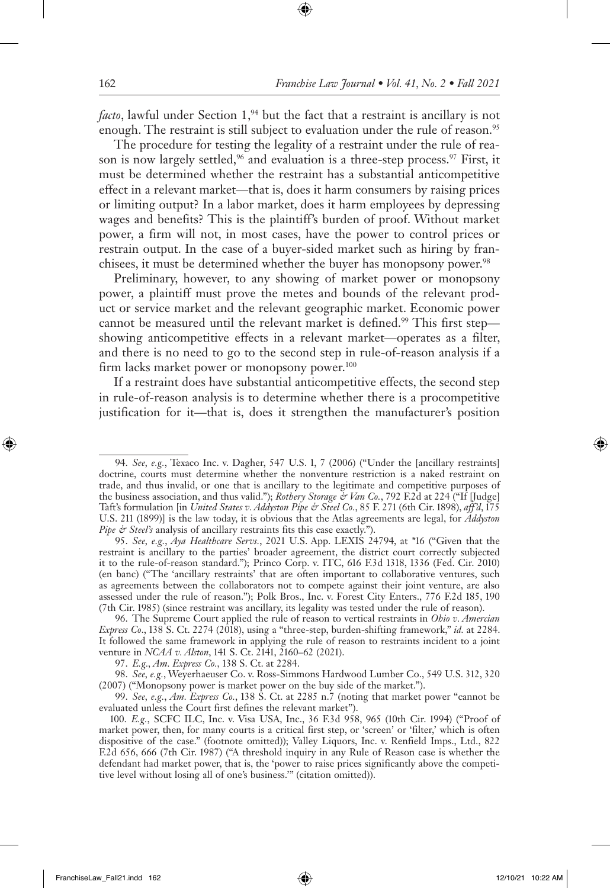*facto*, lawful under Section 1,[94] but the fact that a restraint is ancillary is not enough. The restraint is still subject to evaluation under the rule of reason.[95]

The procedure for testing the legality of a restraint under the rule of reason is now largely settled,[96] and evaluation is a three-step process.[97] First, it must be determined whether the restraint has a substantial anticompetitive effect in a relevant market—that is, does it harm consumers by raising prices or limiting output? In a labor market, does it harm employees by depressing wages and benefits? This is the plaintiff's burden of proof. Without market power, a firm will not, in most cases, have the power to control prices or restrain output. In the case of a buyer-sided market such as hiring by franchisees, it must be determined whether the buyer has monopsony power.[98]

Preliminary, however, to any showing of market power or monopsony power, a plaintiff must prove the metes and bounds of the relevant product or service market and the relevant geographic market. Economic power cannot be measured until the relevant market is defined.[99] This first step—showing anticompetitive effects in a relevant market—operates as a filter, and there is no need to go to the second step in rule-of-reason analysis if a firm lacks market power or monopsony power.[100]

If a restraint does have substantial anticompetitive effects, the second step in rule-of-reason analysis is to determine whether there is a procompetitive justification for it—that is, does it strengthen the manufacturer's position

---

94. *See, e.g.*, Texaco Inc. v. Dagher, 547 U.S. 1, 7 (2006) ("Under the [ancillary restraints] doctrine, courts must determine whether the nonventure restriction is a naked restraint on trade, and thus invalid, or one that is ancillary to the legitimate and competitive purposes of the business association, and thus valid."); *Rothery Storage & Van Co.*, 792 F.2d at 224 ("If [Judge] Taft's formulation [in *United States v. Addyston Pipe & Steel Co.*, 85 F. 271 (6th Cir. 1898), *aff'd*, 175 U.S. 211 (1899)] is the law today, it is obvious that the Atlas agreements are legal, for *Addyston Pipe & Steel's* analysis of ancillary restraints fits this case exactly.").

95. *See, e.g.*, *Aya Healthcare Servs.*, 2021 U.S. App. LEXIS 24794, at *16 ("Given that the restraint is ancillary to the parties' broader agreement, the district court correctly subjected it to the rule-of-reason standard."); Princo Corp. v. ITC, 616 F.3d 1318, 1336 (Fed. Cir. 2010) (en banc) ("The 'ancillary restraints' that are often important to collaborative ventures, such as agreements between the collaborators not to compete against their joint venture, are also assessed under the rule of reason."); Polk Bros., Inc. v. Forest City Enters., 776 F.2d 185, 190 (7th Cir. 1985) (since restraint was ancillary, its legality was tested under the rule of reason).

96. The Supreme Court applied the rule of reason to vertical restraints in *Ohio v. Amercian Express Co*., 138 S. Ct. 2274 (2018), using a "three-step, burden-shifting framework," *id.* at 2284. It followed the same framework in applying the rule of reason to restraints incident to a joint venture in *NCAA v. Alston*, 141 S. Ct. 2141, 2160–62 (2021).

97. *E.g.*, *Am. Express Co.*, 138 S. Ct. at 2284.

98. *See, e.g.*, Weyerhaeuser Co. v. Ross-Simmons Hardwood Lumber Co., 549 U.S. 312, 320 (2007) ("Monopsony power is market power on the buy side of the market.").

99. *See, e.g.*, *Am. Express Co.*, 138 S. Ct. at 2285 n.7 (noting that market power "cannot be evaluated unless the Court first defines the relevant market").

100. *E.g.*, SCFC ILC, Inc. v. Visa USA, Inc., 36 F.3d 958, 965 (10th Cir. 1994) ("Proof of market power, then, for many courts is a critical first step, or 'screen' or 'filter,' which is often dispositive of the case." (footnote omitted)); Valley Liquors, Inc. v. Renfield Imps., Ltd., 822 F.2d 656, 666 (7th Cir. 1987) ("A threshold inquiry in any Rule of Reason case is whether the defendant had market power, that is, the 'power to raise prices significantly above the competitive level without losing all of one's business.'" (citation omitted)).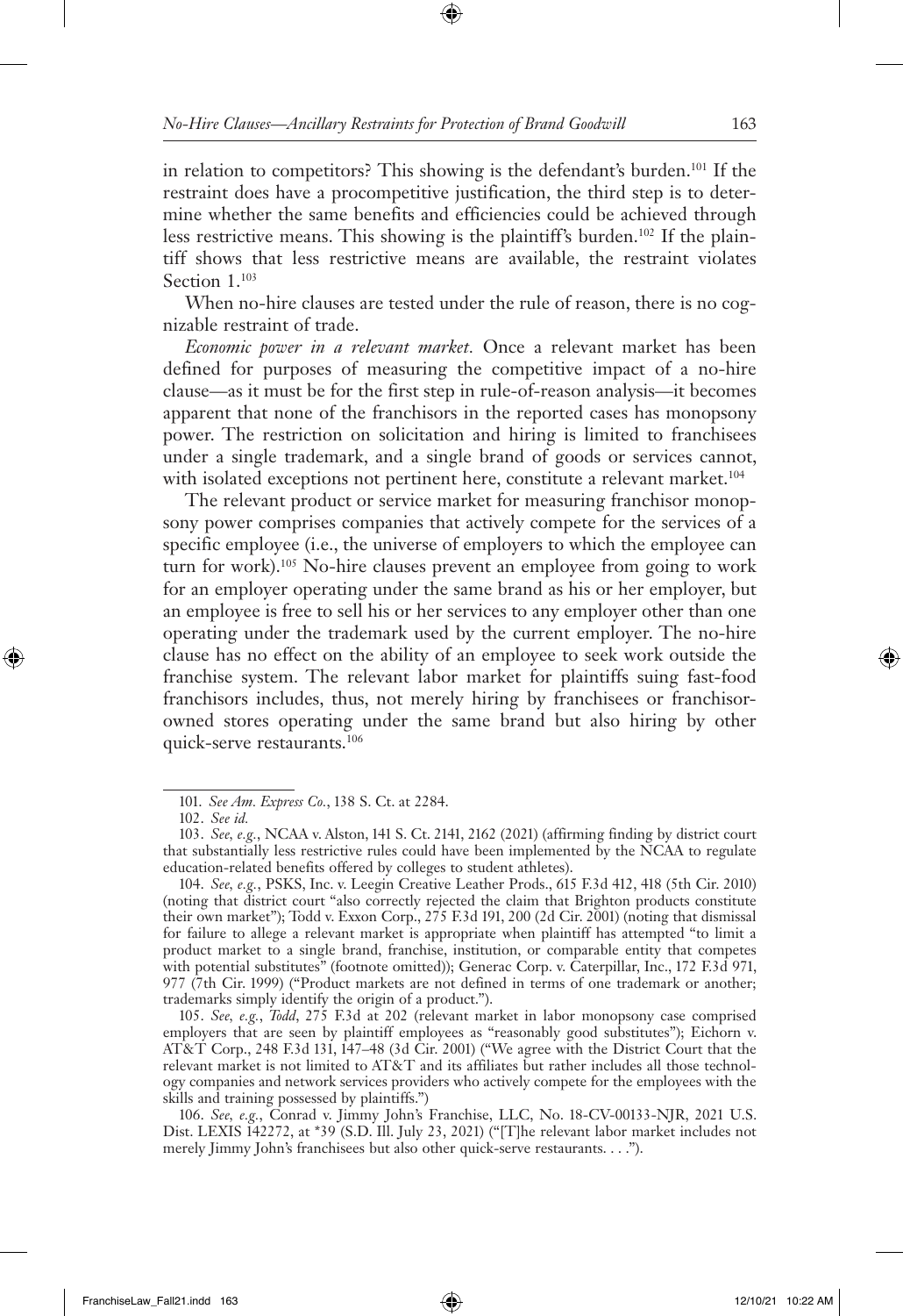in relation to competitors? This showing is the defendant's burden.[101] If the restraint does have a procompetitive justification, the third step is to determine whether the same benefits and efficiencies could be achieved through less restrictive means. This showing is the plaintiff's burden.[102] If the plaintiff shows that less restrictive means are available, the restraint violates Section 1.[103]

When no-hire clauses are tested under the rule of reason, there is no cognizable restraint of trade.

*Economic power in a relevant market.* Once a relevant market has been defined for purposes of measuring the competitive impact of a no-hire clause—as it must be for the first step in rule-of-reason analysis—it becomes apparent that none of the franchisors in the reported cases has monopsony power. The restriction on solicitation and hiring is limited to franchisees under a single trademark, and a single brand of goods or services cannot, with isolated exceptions not pertinent here, constitute a relevant market.[104]

The relevant product or service market for measuring franchisor monopsony power comprises companies that actively compete for the services of a specific employee (i.e., the universe of employers to which the employee can turn for work).[105] No-hire clauses prevent an employee from going to work for an employer operating under the same brand as his or her employer, but an employee is free to sell his or her services to any employer other than one operating under the trademark used by the current employer. The no-hire clause has no effect on the ability of an employee to seek work outside the franchise system. The relevant labor market for plaintiffs suing fast-food franchisors includes, thus, not merely hiring by franchisees or franchisor-owned stores operating under the same brand but also hiring by other quick-serve restaurants.[106]

---

101. *See Am. Express Co.*, 138 S. Ct. at 2284.

102. *See id.*

103. *See, e.g.*, NCAA v. Alston, 141 S. Ct. 2141, 2162 (2021) (affirming finding by district court that substantially less restrictive rules could have been implemented by the NCAA to regulate education-related benefits offered by colleges to student athletes).

104. *See, e.g.*, PSKS, Inc. v. Leegin Creative Leather Prods., 615 F.3d 412, 418 (5th Cir. 2010) (noting that district court "also correctly rejected the claim that Brighton products constitute their own market"); Todd v. Exxon Corp., 275 F.3d 191, 200 (2d Cir. 2001) (noting that dismissal for failure to allege a relevant market is appropriate when plaintiff has attempted "to limit a product market to a single brand, franchise, institution, or comparable entity that competes with potential substitutes" (footnote omitted)); Generac Corp. v. Caterpillar, Inc., 172 F.3d 971, 977 (7th Cir. 1999) ("Product markets are not defined in terms of one trademark or another; trademarks simply identify the origin of a product.").

105. *See, e.g.*, *Todd*, 275 F.3d at 202 (relevant market in labor monopsony case comprised employers that are seen by plaintiff employees as "reasonably good substitutes"); Eichorn v. AT&T Corp., 248 F.3d 131, 147–48 (3d Cir. 2001) ("We agree with the District Court that the relevant market is not limited to AT&T and its affiliates but rather includes all those technology companies and network services providers who actively compete for the employees with the skills and training possessed by plaintiffs.")

106. *See, e.g.*, Conrad v. Jimmy John's Franchise, LLC, No. 18-CV-00133-NJR, 2021 U.S. Dist. LEXIS 142272, at *39 (S.D. Ill. July 23, 2021) ("[T]he relevant labor market includes not merely Jimmy John's franchisees but also other quick-serve restaurants. . . .").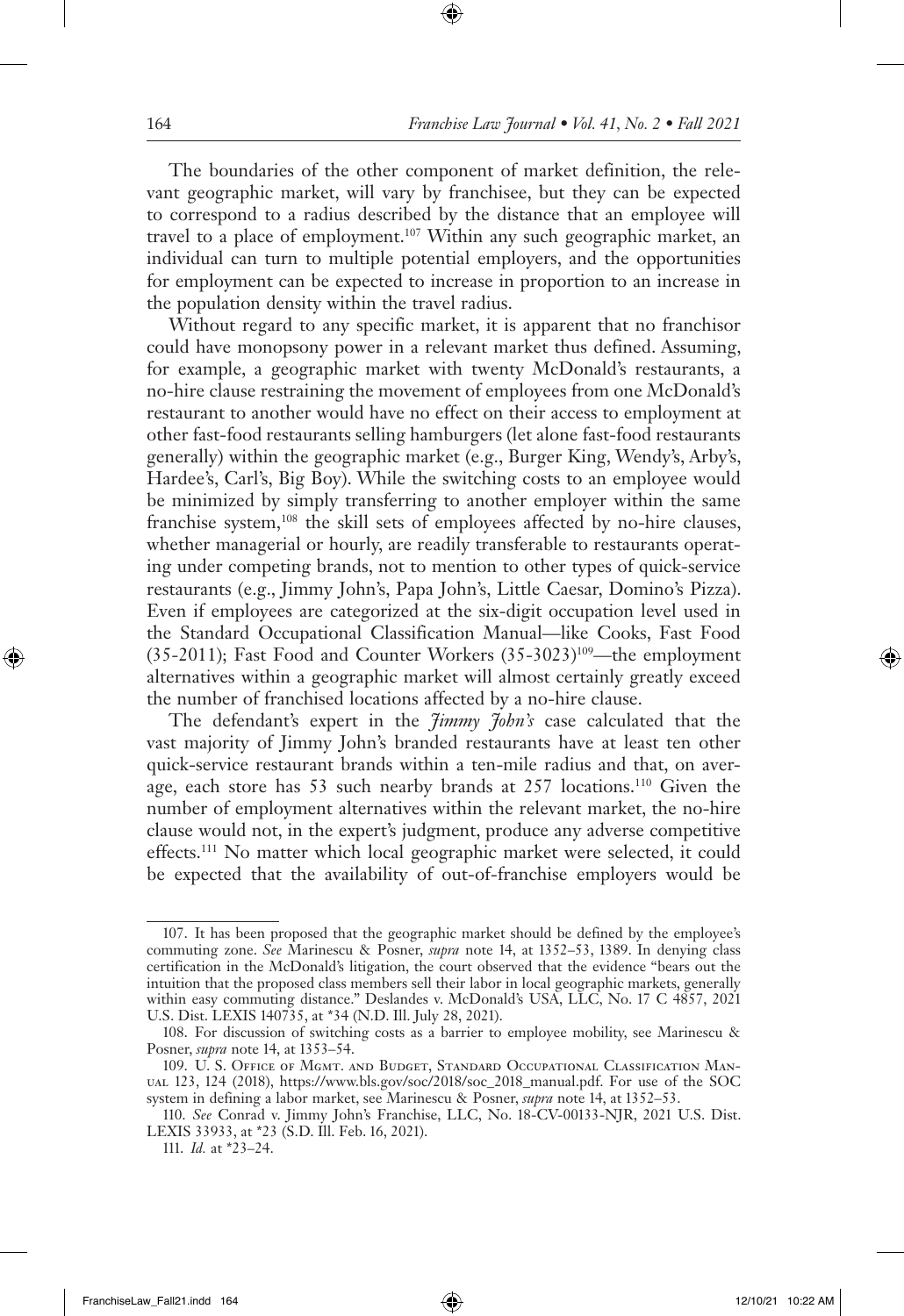The boundaries of the other component of market definition, the relevant geographic market, will vary by franchisee, but they can be expected to correspond to a radius described by the distance that an employee will travel to a place of employment.[107] Within any such geographic market, an individual can turn to multiple potential employers, and the opportunities for employment can be expected to increase in proportion to an increase in the population density within the travel radius.

Without regard to any specific market, it is apparent that no franchisor could have monopsony power in a relevant market thus defined. Assuming, for example, a geographic market with twenty McDonald's restaurants, a no-hire clause restraining the movement of employees from one McDonald's restaurant to another would have no effect on their access to employment at other fast-food restaurants selling hamburgers (let alone fast-food restaurants generally) within the geographic market (e.g., Burger King, Wendy's, Arby's, Hardee's, Carl's, Big Boy). While the switching costs to an employee would be minimized by simply transferring to another employer within the same franchise system,[108] the skill sets of employees affected by no-hire clauses, whether managerial or hourly, are readily transferable to restaurants operating under competing brands, not to mention to other types of quick-service restaurants (e.g., Jimmy John's, Papa John's, Little Caesar, Domino's Pizza). Even if employees are categorized at the six-digit occupation level used in the Standard Occupational Classification Manual—like Cooks, Fast Food (35-2011); Fast Food and Counter Workers (35-3023)[109]—the employment alternatives within a geographic market will almost certainly greatly exceed the number of franchised locations affected by a no-hire clause.

The defendant's expert in the *Jimmy John's* case calculated that the vast majority of Jimmy John's branded restaurants have at least ten other quick-service restaurant brands within a ten-mile radius and that, on average, each store has 53 such nearby brands at 257 locations.[110] Given the number of employment alternatives within the relevant market, the no-hire clause would not, in the expert's judgment, produce any adverse competitive effects.[111] No matter which local geographic market were selected, it could be expected that the availability of out-of-franchise employers would be

---

107. It has been proposed that the geographic market should be defined by the employee's commuting zone. *See* Marinescu & Posner, *supra* note 14, at 1352–53, 1389. In denying class certification in the McDonald's litigation, the court observed that the evidence "bears out the intuition that the proposed class members sell their labor in local geographic markets, generally within easy commuting distance." Deslandes v. McDonald's USA, LLC, No. 17 C 4857, 2021 U.S. Dist. LEXIS 140735, at *34 (N.D. Ill. July 28, 2021).

108. For discussion of switching costs as a barrier to employee mobility, see Marinescu & Posner, *supra* note 14, at 1353–54.

109. U. S. Office of Mgmt. and Budget, Standard Occupational Classification Manual 123, 124 (2018), https://www.bls.gov/soc/2018/soc_2018_manual.pdf. For use of the SOC system in defining a labor market, see Marinescu & Posner, *supra* note 14, at 1352–53.

110. *See* Conrad v. Jimmy John's Franchise, LLC, No. 18-CV-00133-NJR, 2021 U.S. Dist. LEXIS 33933, at *23 (S.D. Ill. Feb. 16, 2021).

111. *Id.* at *23–24.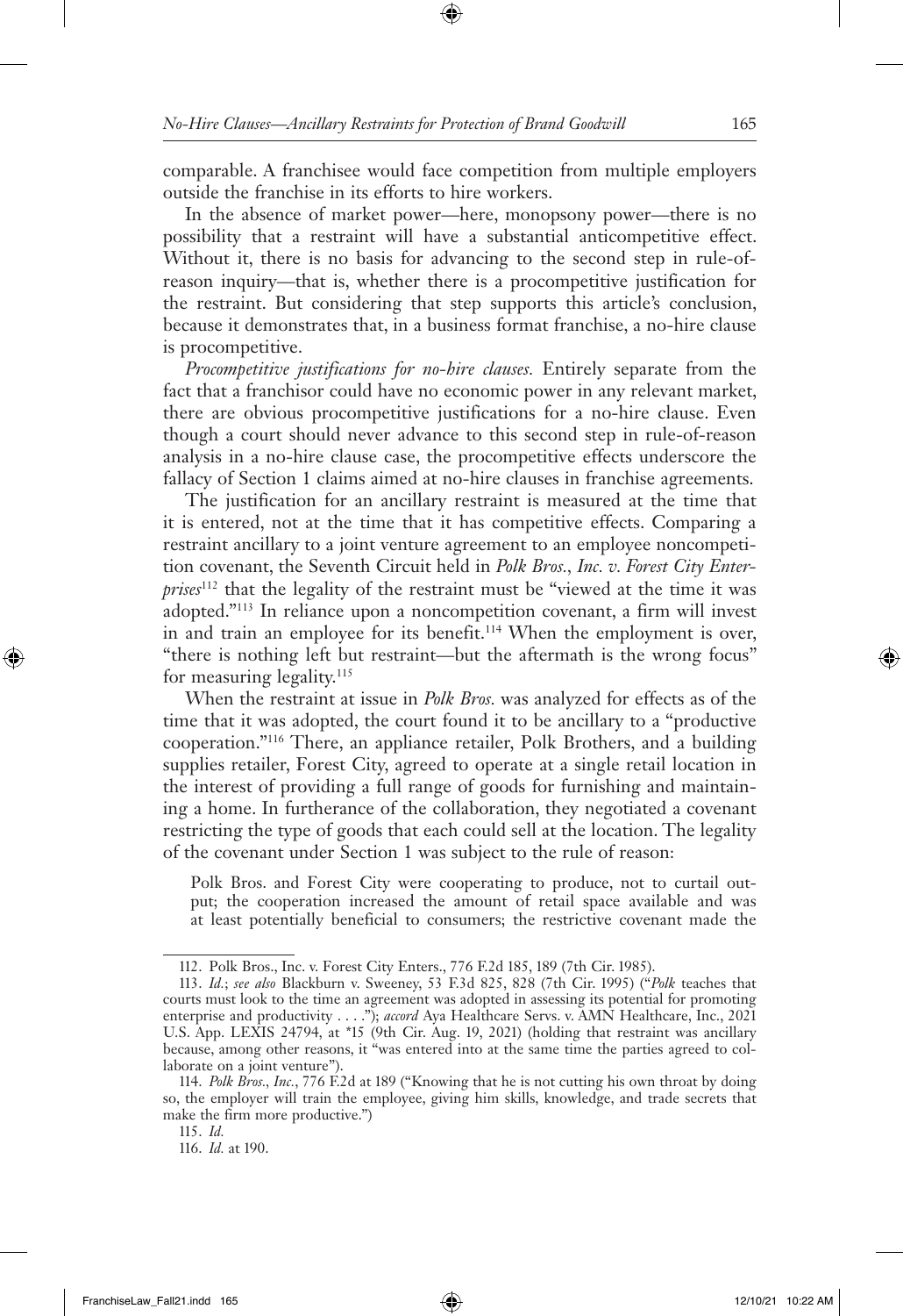comparable. A franchisee would face competition from multiple employers outside the franchise in its efforts to hire workers.

In the absence of market power—here, monopsony power—there is no possibility that a restraint will have a substantial anticompetitive effect. Without it, there is no basis for advancing to the second step in rule-of-reason inquiry—that is, whether there is a procompetitive justification for the restraint. But considering that step supports this article's conclusion, because it demonstrates that, in a business format franchise, a no-hire clause is procompetitive.

*Procompetitive justifications for no-hire clauses.* Entirely separate from the fact that a franchisor could have no economic power in any relevant market, there are obvious procompetitive justifications for a no-hire clause. Even though a court should never advance to this second step in rule-of-reason analysis in a no-hire clause case, the procompetitive effects underscore the fallacy of Section 1 claims aimed at no-hire clauses in franchise agreements.

The justification for an ancillary restraint is measured at the time that it is entered, not at the time that it has competitive effects. Comparing a restraint ancillary to a joint venture agreement to an employee noncompetition covenant, the Seventh Circuit held in *Polk Bros., Inc. v. Forest City Enterprises*[112] that the legality of the restraint must be "viewed at the time it was adopted."[113] In reliance upon a noncompetition covenant, a firm will invest in and train an employee for its benefit.[114] When the employment is over, "there is nothing left but restraint—but the aftermath is the wrong focus" for measuring legality.[115]

When the restraint at issue in *Polk Bros.* was analyzed for effects as of the time that it was adopted, the court found it to be ancillary to a "productive cooperation."[116] There, an appliance retailer, Polk Brothers, and a building supplies retailer, Forest City, agreed to operate at a single retail location in the interest of providing a full range of goods for furnishing and maintaining a home. In furtherance of the collaboration, they negotiated a covenant restricting the type of goods that each could sell at the location. The legality of the covenant under Section 1 was subject to the rule of reason:

> Polk Bros. and Forest City were cooperating to produce, not to curtail output; the cooperation increased the amount of retail space available and was at least potentially beneficial to consumers; the restrictive covenant made the

---

112. Polk Bros., Inc. v. Forest City Enters., 776 F.2d 185, 189 (7th Cir. 1985).

113. *Id.*; *see also* Blackburn v. Sweeney, 53 F.3d 825, 828 (7th Cir. 1995) ("*Polk* teaches that courts must look to the time an agreement was adopted in assessing its potential for promoting enterprise and productivity . . . ."); *accord* Aya Healthcare Servs. v. AMN Healthcare, Inc., 2021 U.S. App. LEXIS 24794, at *15 (9th Cir. Aug. 19, 2021) (holding that restraint was ancillary because, among other reasons, it "was entered into at the same time the parties agreed to collaborate on a joint venture").

114. *Polk Bros., Inc.*, 776 F.2d at 189 ("Knowing that he is not cutting his own throat by doing so, the employer will train the employee, giving him skills, knowledge, and trade secrets that make the firm more productive.")

115. *Id.*

116. *Id.* at 190.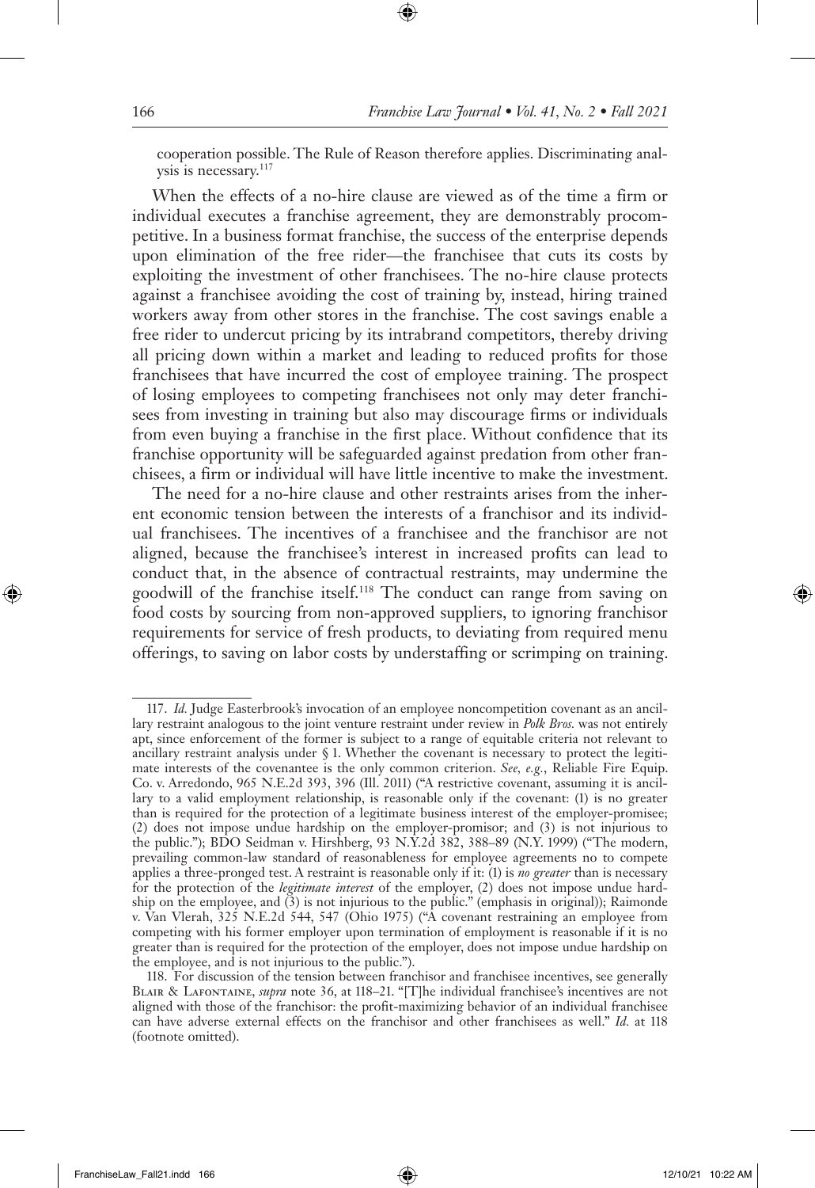cooperation possible. The Rule of Reason therefore applies. Discriminating analysis is necessary.[117]

When the effects of a no-hire clause are viewed as of the time a firm or individual executes a franchise agreement, they are demonstrably procompetitive. In a business format franchise, the success of the enterprise depends upon elimination of the free rider—the franchisee that cuts its costs by exploiting the investment of other franchisees. The no-hire clause protects against a franchisee avoiding the cost of training by, instead, hiring trained workers away from other stores in the franchise. The cost savings enable a free rider to undercut pricing by its intrabrand competitors, thereby driving all pricing down within a market and leading to reduced profits for those franchisees that have incurred the cost of employee training. The prospect of losing employees to competing franchisees not only may deter franchisees from investing in training but also may discourage firms or individuals from even buying a franchise in the first place. Without confidence that its franchise opportunity will be safeguarded against predation from other franchisees, a firm or individual will have little incentive to make the investment.

The need for a no-hire clause and other restraints arises from the inherent economic tension between the interests of a franchisor and its individual franchisees. The incentives of a franchisee and the franchisor are not aligned, because the franchisee's interest in increased profits can lead to conduct that, in the absence of contractual restraints, may undermine the goodwill of the franchise itself.[118] The conduct can range from saving on food costs by sourcing from non-approved suppliers, to ignoring franchisor requirements for service of fresh products, to deviating from required menu offerings, to saving on labor costs by understaffing or scrimping on training.

---

117. *Id.* Judge Easterbrook's invocation of an employee noncompetition covenant as an ancillary restraint analogous to the joint venture restraint under review in *Polk Bros.* was not entirely apt, since enforcement of the former is subject to a range of equitable criteria not relevant to ancillary restraint analysis under § 1. Whether the covenant is necessary to protect the legitimate interests of the covenantee is the only common criterion. *See, e.g.*, Reliable Fire Equip. Co. v. Arredondo, 965 N.E.2d 393, 396 (Ill. 2011) ("A restrictive covenant, assuming it is ancillary to a valid employment relationship, is reasonable only if the covenant: (1) is no greater than is required for the protection of a legitimate business interest of the employer-promisee; (2) does not impose undue hardship on the employee-promisor; and (3) is not injurious to the public."); BDO Seidman v. Hirshberg, 93 N.Y.2d 382, 388–89 (N.Y. 1999) ("The modern, prevailing common-law standard of reasonableness for employee agreements no to compete applies a three-pronged test. A restraint is reasonable only if it: (1) is *no greater* than is necessary for the protection of the *legitimate interest* of the employer, (2) does not impose undue hardship on the employee, and (3) is not injurious to the public." (emphasis in original)); Raimonde v. Van Vlerah, 325 N.E.2d 544, 547 (Ohio 1975) ("A covenant restraining an employee from competing with his former employer upon termination of employment is reasonable if it is no greater than is required for the protection of the employer, does not impose undue hardship on the employee, and is not injurious to the public.").

118. For discussion of the tension between franchisor and franchisee incentives, see generally Blair & Lafontaine, *supra* note 36, at 118–21. "[T]he individual franchisee's incentives are not aligned with those of the franchisor: the profit-maximizing behavior of an individual franchisee can have adverse external effects on the franchisor and other franchisees as well." *Id.* at 118 (footnote omitted).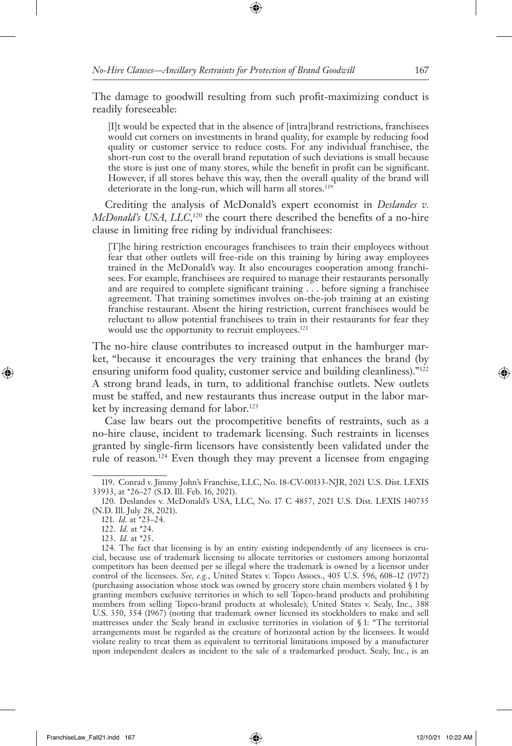The damage to goodwill resulting from such profit-maximizing conduct is readily foreseeable:

> [I]t would be expected that in the absence of [intra]brand restrictions, franchisees would cut corners on investments in brand quality, for example by reducing food quality or customer service to reduce costs. For any individual franchisee, the short-run cost to the overall brand reputation of such deviations is small because the store is just one of many stores, while the benefit in profit can be significant. However, if all stores behave this way, then the overall quality of the brand will deteriorate in the long-run, which will harm all stores.[119]

Crediting the analysis of McDonald's expert economist in *Deslandes v. McDonald's USA, LLC*,[120] the court there described the benefits of a no-hire clause in limiting free riding by individual franchisees:

> [T]he hiring restriction encourages franchisees to train their employees without fear that other outlets will free-ride on this training by hiring away employees trained in the McDonald's way. It also encourages cooperation among franchisees. For example, franchisees are required to manage their restaurants personally and are required to complete significant training . . . before signing a franchisee agreement. That training sometimes involves on-the-job training at an existing franchise restaurant. Absent the hiring restriction, current franchisees would be reluctant to allow potential franchisees to train in their restaurants for fear they would use the opportunity to recruit employees.[121]

The no-hire clause contributes to increased output in the hamburger market, "because it encourages the very training that enhances the brand (by ensuring uniform food quality, customer service and building cleanliness)."[122] A strong brand leads, in turn, to additional franchise outlets. New outlets must be staffed, and new restaurants thus increase output in the labor market by increasing demand for labor.[123]

Case law bears out the procompetitive benefits of restraints, such as a no-hire clause, incident to trademark licensing. Such restraints in licenses granted by single-firm licensors have consistently been validated under the rule of reason.[124] Even though they may prevent a licensee from engaging

---

119. Conrad v. Jimmy John's Franchise, LLC, No. 18-CV-00133-NJR, 2021 U.S. Dist. LEXIS 33933, at *26–27 (S.D. Ill. Feb. 16, 2021).

120. Deslandes v. McDonald's USA, LLC, No. 17 C 4857, 2021 U.S. Dist. LEXIS 140735 (N.D. Ill. July 28, 2021).

121. *Id.* at *23–24.

122. *Id.* at *24.

123. *Id.* at *25.

124. The fact that licensing is by an entity existing independently of any licensees is crucial, because use of trademark licensing to allocate territories or customers among horizontal competitors has been deemed per se illegal where the trademark is owned by a licensor under control of the licensees. *See, e.g.*, United States v. Topco Assocs., 405 U.S. 596, 608–12 (1972) (purchasing association whose stock was owned by grocery store chain members violated § 1 by granting members exclusive territories in which to sell Topco-brand products and prohibiting members from selling Topco-brand products at wholesale); United States v. Sealy, Inc., 388 U.S. 350, 354 (1967) (noting that trademark owner licensed its stockholders to make and sell mattresses under the Sealy brand in exclusive territories in violation of § 1: "The territorial arrangements must be regarded as the creature of horizontal action by the licensees. It would violate reality to treat them as equivalent to territorial limitations imposed by a manufacturer upon independent dealers as incident to the sale of a trademarked product. Sealy, Inc., is an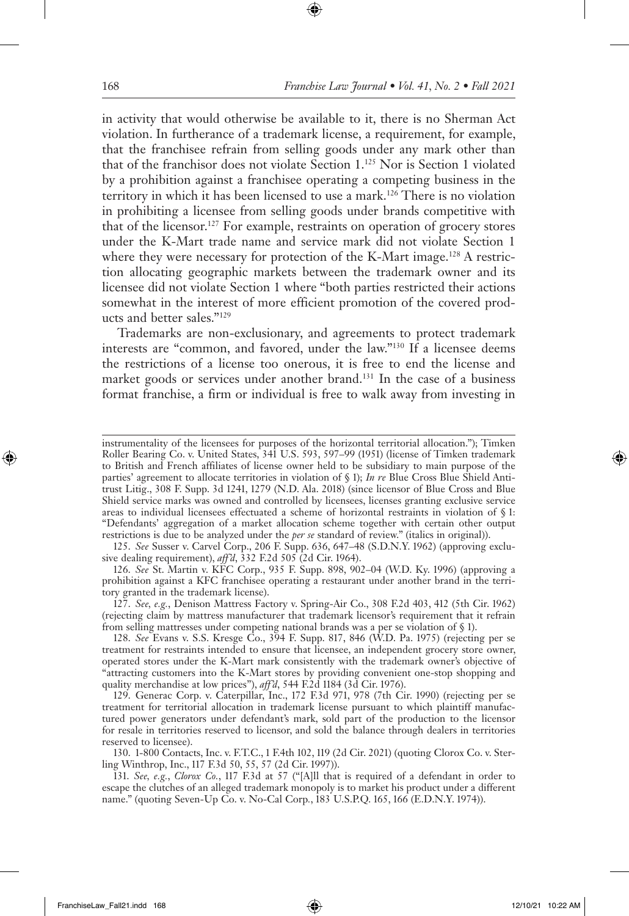in activity that would otherwise be available to it, there is no Sherman Act violation. In furtherance of a trademark license, a requirement, for example, that the franchisee refrain from selling goods under any mark other than that of the franchisor does not violate Section 1.[125] Nor is Section 1 violated by a prohibition against a franchisee operating a competing business in the territory in which it has been licensed to use a mark.[126] There is no violation in prohibiting a licensee from selling goods under brands competitive with that of the licensor.[127] For example, restraints on operation of grocery stores under the K-Mart trade name and service mark did not violate Section 1 where they were necessary for protection of the K-Mart image.[128] A restriction allocating geographic markets between the trademark owner and its licensee did not violate Section 1 where "both parties restricted their actions somewhat in the interest of more efficient promotion of the covered products and better sales."[129]

Trademarks are non-exclusionary, and agreements to protect trademark interests are "common, and favored, under the law."[130] If a licensee deems the restrictions of a license too onerous, it is free to end the license and market goods or services under another brand.[131] In the case of a business format franchise, a firm or individual is free to walk away from investing in

---

instrumentality of the licensees for purposes of the horizontal territorial allocation."); Timken Roller Bearing Co. v. United States, 341 U.S. 593, 597–99 (1951) (license of Timken trademark to British and French affiliates of license owner held to be subsidiary to main purpose of the parties' agreement to allocate territories in violation of § 1); *In re* Blue Cross Blue Shield Antitrust Litig., 308 F. Supp. 3d 1241, 1279 (N.D. Ala. 2018) (since licensor of Blue Cross and Blue Shield service marks was owned and controlled by licensees, licenses granting exclusive service areas to individual licensees effectuated a scheme of horizontal restraints in violation of § 1: "Defendants' aggregation of a market allocation scheme together with certain other output restrictions is due to be analyzed under the *per se* standard of review." (italics in original)).

125. *See* Susser v. Carvel Corp., 206 F. Supp. 636, 647–48 (S.D.N.Y. 1962) (approving exclusive dealing requirement), *aff'd*, 332 F.2d 505 (2d Cir. 1964).

126. *See* St. Martin v. KFC Corp., 935 F. Supp. 898, 902–04 (W.D. Ky. 1996) (approving a prohibition against a KFC franchisee operating a restaurant under another brand in the territory granted in the trademark license).

127. *See, e.g.*, Denison Mattress Factory v. Spring-Air Co., 308 F.2d 403, 412 (5th Cir. 1962) (rejecting claim by mattress manufacturer that trademark licensor's requirement that it refrain from selling mattresses under competing national brands was a per se violation of § 1).

128. *See* Evans v. S.S. Kresge Co., 394 F. Supp. 817, 846 (W.D. Pa. 1975) (rejecting per se treatment for restraints intended to ensure that licensee, an independent grocery store owner, operated stores under the K-Mart mark consistently with the trademark owner's objective of "attracting customers into the K-Mart stores by providing convenient one-stop shopping and quality merchandise at low prices"), *aff'd*, 544 F.2d 1184 (3d Cir. 1976).

129. Generac Corp. v. Caterpillar, Inc., 172 F.3d 971, 978 (7th Cir. 1990) (rejecting per se treatment for territorial allocation in trademark license pursuant to which plaintiff manufactured power generators under defendant's mark, sold part of the production to the licensor for resale in territories reserved to licensor, and sold the balance through dealers in territories reserved to licensee).

130. 1-800 Contacts, Inc. v. F.T.C., 1 F.4th 102, 119 (2d Cir. 2021) (quoting Clorox Co. v. Sterling Winthrop, Inc., 117 F.3d 50, 55, 57 (2d Cir. 1997)).

131. *See, e.g.*, *Clorox Co.*, 117 F.3d at 57 ("[A]ll that is required of a defendant in order to escape the clutches of an alleged trademark monopoly is to market his product under a different name." (quoting Seven-Up Co. v. No-Cal Corp., 183 U.S.P.Q. 165, 166 (E.D.N.Y. 1974)).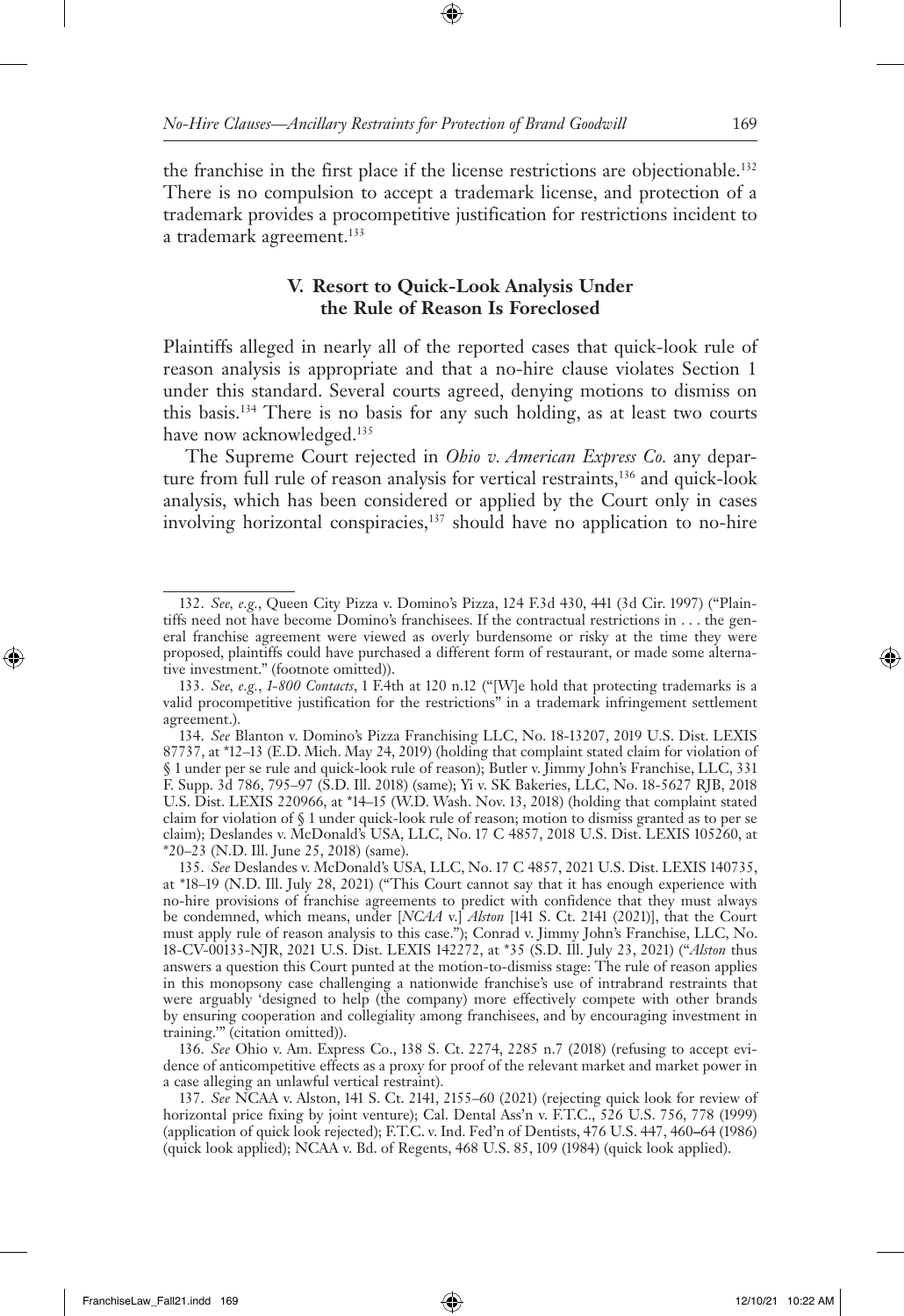the franchise in the first place if the license restrictions are objectionable.[132] There is no compulsion to accept a trademark license, and protection of a trademark provides a procompetitive justification for restrictions incident to a trademark agreement.[133]

## V. Resort to Quick-Look Analysis Under the Rule of Reason Is Foreclosed

Plaintiffs alleged in nearly all of the reported cases that quick-look rule of reason analysis is appropriate and that a no-hire clause violates Section 1 under this standard. Several courts agreed, denying motions to dismiss on this basis.[134] There is no basis for any such holding, as at least two courts have now acknowledged.[135]

The Supreme Court rejected in *Ohio v. American Express Co.* any departure from full rule of reason analysis for vertical restraints,[136] and quick-look analysis, which has been considered or applied by the Court only in cases involving horizontal conspiracies,[137] should have no application to no-hire

---

132. *See, e.g.*, Queen City Pizza v. Domino's Pizza, 124 F.3d 430, 441 (3d Cir. 1997) ("Plaintiffs need not have become Domino's franchisees. If the contractual restrictions in . . . the general franchise agreement were viewed as overly burdensome or risky at the time they were proposed, plaintiffs could have purchased a different form of restaurant, or made some alternative investment." (footnote omitted)).

133. *See, e.g.*, *1-800 Contacts*, 1 F.4th at 120 n.12 ("[W]e hold that protecting trademarks is a valid procompetitive justification for the restrictions" in a trademark infringement settlement agreement.).

134. *See* Blanton v. Domino's Pizza Franchising LLC, No. 18-13207, 2019 U.S. Dist. LEXIS 87737, at *12–13 (E.D. Mich. May 24, 2019) (holding that complaint stated claim for violation of § 1 under per se rule and quick-look rule of reason); Butler v. Jimmy John's Franchise, LLC, 331 F. Supp. 3d 786, 795–97 (S.D. Ill. 2018) (same); Yi v. SK Bakeries, LLC, No. 18-5627 RJB, 2018 U.S. Dist. LEXIS 220966, at *14–15 (W.D. Wash. Nov. 13, 2018) (holding that complaint stated claim for violation of § 1 under quick-look rule of reason; motion to dismiss granted as to per se claim); Deslandes v. McDonald's USA, LLC, No. 17 C 4857, 2018 U.S. Dist. LEXIS 105260, at *20–23 (N.D. Ill. June 25, 2018) (same).

135. *See* Deslandes v. McDonald's USA, LLC, No. 17 C 4857, 2021 U.S. Dist. LEXIS 140735, at *18–19 (N.D. Ill. July 28, 2021) ("This Court cannot say that it has enough experience with no-hire provisions of franchise agreements to predict with confidence that they must always be condemned, which means, under [*NCAA* v.] *Alston* [141 S. Ct. 2141 (2021)], that the Court must apply rule of reason analysis to this case."); Conrad v. Jimmy John's Franchise, LLC, No. 18-CV-00133-NJR, 2021 U.S. Dist. LEXIS 142272, at *35 (S.D. Ill. July 23, 2021) ("*Alston* thus answers a question this Court punted at the motion-to-dismiss stage: The rule of reason applies in this monopsony case challenging a nationwide franchise's use of intrabrand restraints that were arguably 'designed to help (the company) more effectively compete with other brands by ensuring cooperation and collegiality among franchisees, and by encouraging investment in training.'" (citation omitted)).

136. *See* Ohio v. Am. Express Co., 138 S. Ct. 2274, 2285 n.7 (2018) (refusing to accept evidence of anticompetitive effects as a proxy for proof of the relevant market and market power in a case alleging an unlawful vertical restraint).

137. *See* NCAA v. Alston, 141 S. Ct. 2141, 2155–60 (2021) (rejecting quick look for review of horizontal price fixing by joint venture); Cal. Dental Ass'n v. F.T.C., 526 U.S. 756, 778 (1999) (application of quick look rejected); F.T.C. v. Ind. Fed'n of Dentists, 476 U.S. 447, 460–64 (1986) (quick look applied); NCAA v. Bd. of Regents, 468 U.S. 85, 109 (1984) (quick look applied).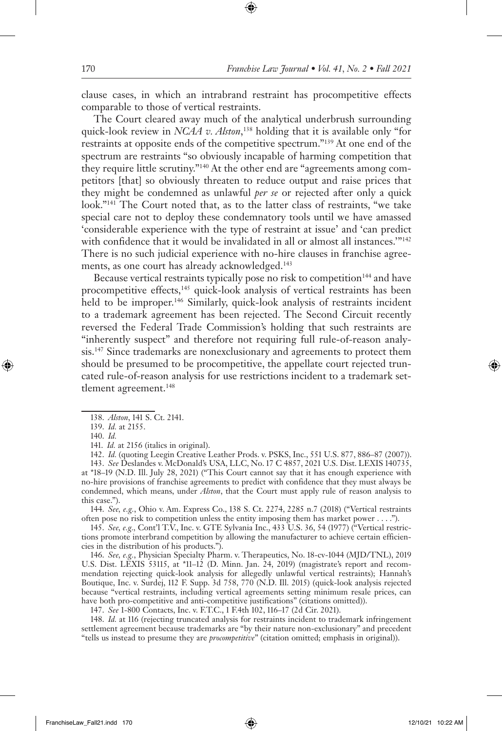clause cases, in which an intrabrand restraint has procompetitive effects comparable to those of vertical restraints.

The Court cleared away much of the analytical underbrush surrounding quick-look review in *NCAA v. Alston*,[138] holding that it is available only "for restraints at opposite ends of the competitive spectrum."[139] At one end of the spectrum are restraints "so obviously incapable of harming competition that they require little scrutiny."[140] At the other end are "agreements among competitors [that] so obviously threaten to reduce output and raise prices that they might be condemned as unlawful *per se* or rejected after only a quick look."[141] The Court noted that, as to the latter class of restraints, "we take special care not to deploy these condemnatory tools until we have amassed 'considerable experience with the type of restraint at issue' and 'can predict with confidence that it would be invalidated in all or almost all instances.'"[142] There is no such judicial experience with no-hire clauses in franchise agreements, as one court has already acknowledged.[143]

Because vertical restraints typically pose no risk to competition[144] and have procompetitive effects,[145] quick-look analysis of vertical restraints has been held to be improper.[146] Similarly, quick-look analysis of restraints incident to a trademark agreement has been rejected. The Second Circuit recently reversed the Federal Trade Commission's holding that such restraints are "inherently suspect" and therefore not requiring full rule-of-reason analysis.[147] Since trademarks are nonexclusionary and agreements to protect them should be presumed to be procompetitive, the appellate court rejected truncated rule-of-reason analysis for use restrictions incident to a trademark settlement agreement.[148]

---

138. *Alston*, 141 S. Ct. 2141.

139. *Id.* at 2155.

140. *Id.*

141. *Id.* at 2156 (italics in original).

142. *Id.* (quoting Leegin Creative Leather Prods. v. PSKS, Inc., 551 U.S. 877, 886–87 (2007)).

143. *See* Deslandes v. McDonald's USA, LLC, No. 17 C 4857, 2021 U.S. Dist. LEXIS 140735, at *18–19 (N.D. Ill. July 28, 2021) ("This Court cannot say that it has enough experience with no-hire provisions of franchise agreements to predict with confidence that they must always be condemned, which means, under *Alston*, that the Court must apply rule of reason analysis to this case.").

144. *See, e.g.*, Ohio v. Am. Express Co., 138 S. Ct. 2274, 2285 n.7 (2018) ("Vertical restraints often pose no risk to competition unless the entity imposing them has market power . . . .").

145. *See, e.g.*, Cont'l T.V., Inc. v. GTE Sylvania Inc., 433 U.S. 36, 54 (1977) ("Vertical restrictions promote interbrand competition by allowing the manufacturer to achieve certain efficiencies in the distribution of his products.").

146. *See, e.g.*, Physician Specialty Pharm. v. Therapeutics, No. 18-cv-1044 (MJD/TNL), 2019 U.S. Dist. LEXIS 53115, at *11–12 (D. Minn. Jan. 24, 2019) (magistrate's report and recommendation rejecting quick-look analysis for allegedly unlawful vertical restraints); Hannah's Boutique, Inc. v. Surdej, 112 F. Supp. 3d 758, 770 (N.D. Ill. 2015) (quick-look analysis rejected because "vertical restraints, including vertical agreements setting minimum resale prices, can have both pro-competitive and anti-competitive justifications" (citations omitted)).

147. *See* 1-800 Contacts, Inc. v. F.T.C., 1 F.4th 102, 116–17 (2d Cir. 2021).

148. *Id.* at 116 (rejecting truncated analysis for restraints incident to trademark infringement settlement agreement because trademarks are "by their nature non-exclusionary" and precedent "tells us instead to presume they are *procompetitive*" (citation omitted; emphasis in original)).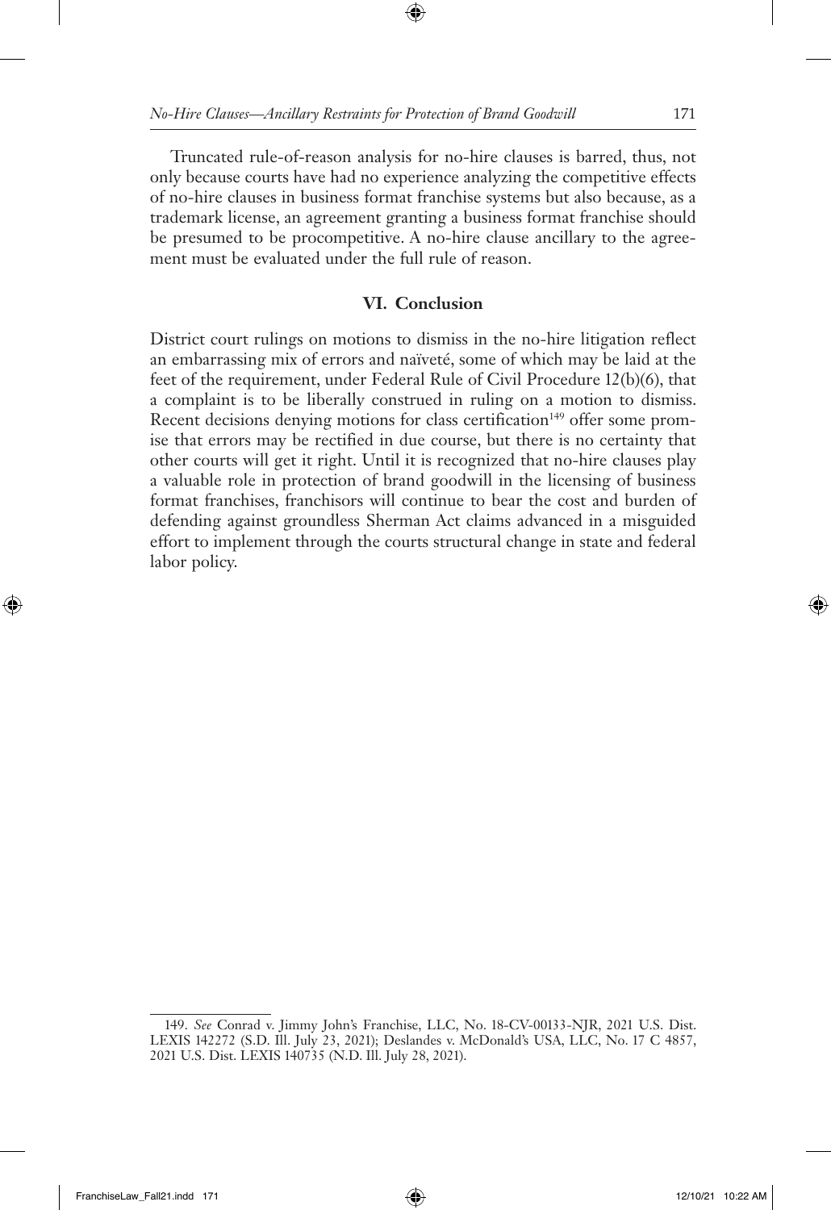Truncated rule-of-reason analysis for no-hire clauses is barred, thus, not only because courts have had no experience analyzing the competitive effects of no-hire clauses in business format franchise systems but also because, as a trademark license, an agreement granting a business format franchise should be presumed to be procompetitive. A no-hire clause ancillary to the agreement must be evaluated under the full rule of reason.

## VI. Conclusion

District court rulings on motions to dismiss in the no-hire litigation reflect an embarrassing mix of errors and naïveté, some of which may be laid at the feet of the requirement, under Federal Rule of Civil Procedure 12(b)(6), that a complaint is to be liberally construed in ruling on a motion to dismiss. Recent decisions denying motions for class certification[149] offer some promise that errors may be rectified in due course, but there is no certainty that other courts will get it right. Until it is recognized that no-hire clauses play a valuable role in protection of brand goodwill in the licensing of business format franchises, franchisors will continue to bear the cost and burden of defending against groundless Sherman Act claims advanced in a misguided effort to implement through the courts structural change in state and federal labor policy.

---

149. *See* Conrad v. Jimmy John's Franchise, LLC, No. 18-CV-00133-NJR, 2021 U.S. Dist. LEXIS 142272 (S.D. Ill. July 23, 2021); Deslandes v. McDonald's USA, LLC, No. 17 C 4857, 2021 U.S. Dist. LEXIS 140735 (N.D. Ill. July 28, 2021).